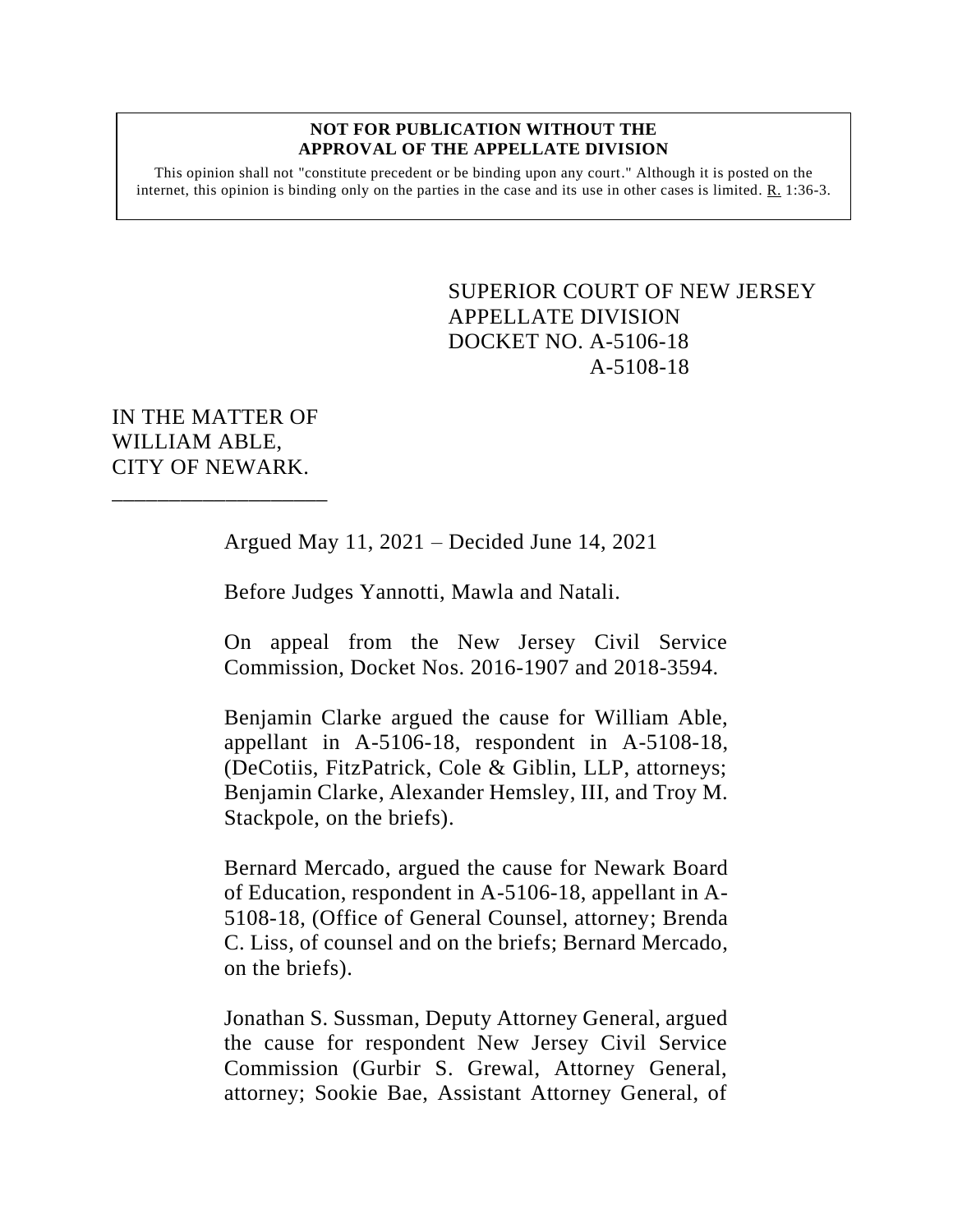**NOT FOR PUBLICATION WITHOUT THE APPROVAL OF THE APPELLATE DIVISION**

This opinion shall not "constitute precedent or be binding upon any court." Although it is posted on the internet, this opinion is binding only on the parties in the case and its use in other cases is limited. R. 1:36-3.

SUPERIOR COURT OF NEW JERSEY
APPELLATE DIVISION
DOCKET NO. A-5106-18
A-5108-18

IN THE MATTER OF
WILLIAM ABLE,
CITY OF NEWARK.

---

Argued May 11, 2021 – Decided June 14, 2021

Before Judges Yannotti, Mawla and Natali.

On appeal from the New Jersey Civil Service Commission, Docket Nos. 2016-1907 and 2018-3594.

Benjamin Clarke argued the cause for William Able, appellant in A-5106-18, respondent in A-5108-18, (DeCotiis, FitzPatrick, Cole & Giblin, LLP, attorneys; Benjamin Clarke, Alexander Hemsley, III, and Troy M. Stackpole, on the briefs).

Bernard Mercado, argued the cause for Newark Board of Education, respondent in A-5106-18, appellant in A-5108-18, (Office of General Counsel, attorney; Brenda C. Liss, of counsel and on the briefs; Bernard Mercado, on the briefs).

Jonathan S. Sussman, Deputy Attorney General, argued the cause for respondent New Jersey Civil Service Commission (Gurbir S. Grewal, Attorney General, attorney; Sookie Bae, Assistant Attorney General, of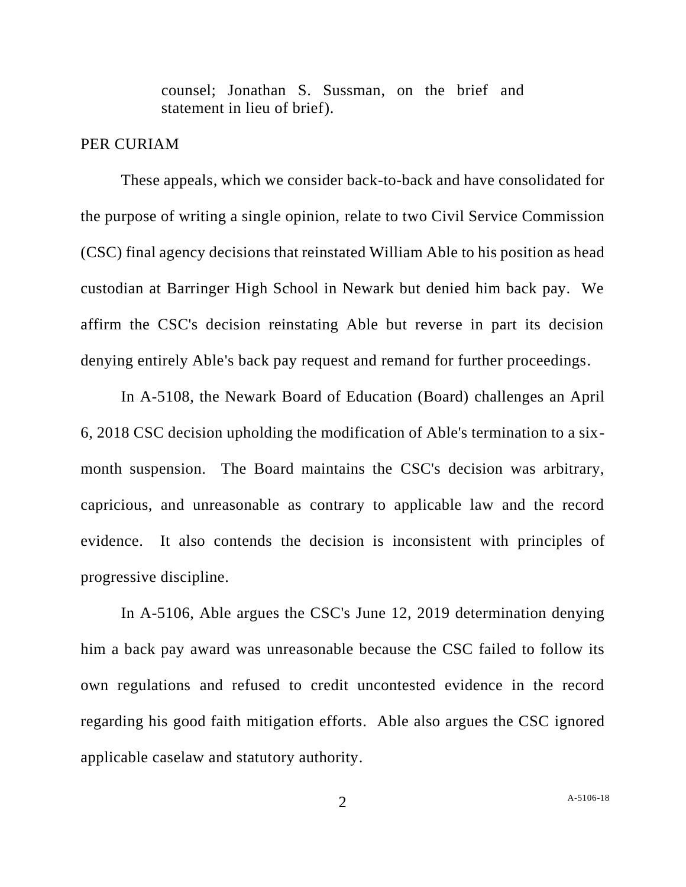counsel; Jonathan S. Sussman, on the brief and statement in lieu of brief).

PER CURIAM

These appeals, which we consider back-to-back and have consolidated for the purpose of writing a single opinion, relate to two Civil Service Commission (CSC) final agency decisions that reinstated William Able to his position as head custodian at Barringer High School in Newark but denied him back pay. We affirm the CSC's decision reinstating Able but reverse in part its decision denying entirely Able's back pay request and remand for further proceedings.

In A-5108, the Newark Board of Education (Board) challenges an April 6, 2018 CSC decision upholding the modification of Able's termination to a six-month suspension. The Board maintains the CSC's decision was arbitrary, capricious, and unreasonable as contrary to applicable law and the record evidence. It also contends the decision is inconsistent with principles of progressive discipline.

In A-5106, Able argues the CSC's June 12, 2019 determination denying him a back pay award was unreasonable because the CSC failed to follow its own regulations and refused to credit uncontested evidence in the record regarding his good faith mitigation efforts. Able also argues the CSC ignored applicable caselaw and statutory authority.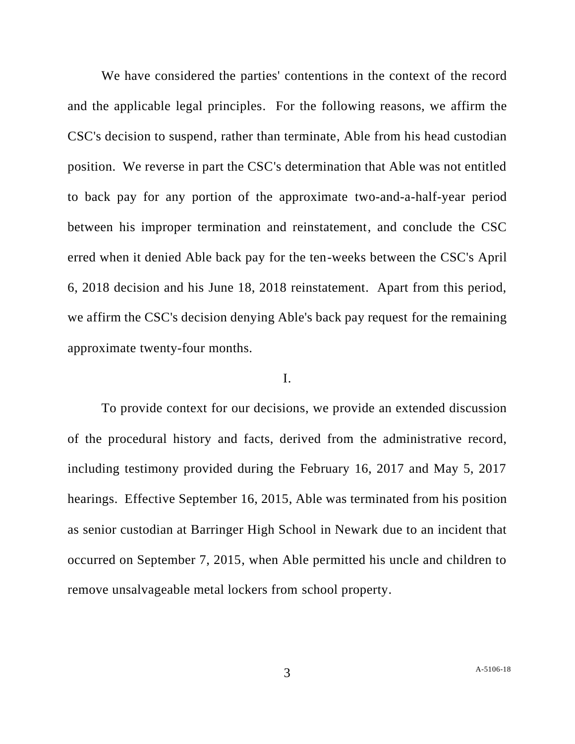We have considered the parties' contentions in the context of the record and the applicable legal principles. For the following reasons, we affirm the CSC's decision to suspend, rather than terminate, Able from his head custodian position. We reverse in part the CSC's determination that Able was not entitled to back pay for any portion of the approximate two-and-a-half-year period between his improper termination and reinstatement, and conclude the CSC erred when it denied Able back pay for the ten-weeks between the CSC's April 6, 2018 decision and his June 18, 2018 reinstatement. Apart from this period, we affirm the CSC's decision denying Able's back pay request for the remaining approximate twenty-four months.

## I.

To provide context for our decisions, we provide an extended discussion of the procedural history and facts, derived from the administrative record, including testimony provided during the February 16, 2017 and May 5, 2017 hearings. Effective September 16, 2015, Able was terminated from his position as senior custodian at Barringer High School in Newark due to an incident that occurred on September 7, 2015, when Able permitted his uncle and children to remove unsalvageable metal lockers from school property.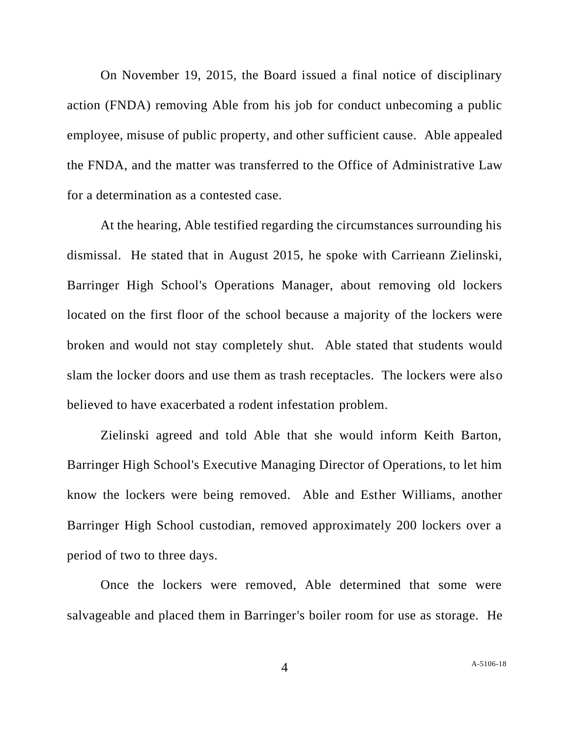On November 19, 2015, the Board issued a final notice of disciplinary action (FNDA) removing Able from his job for conduct unbecoming a public employee, misuse of public property, and other sufficient cause. Able appealed the FNDA, and the matter was transferred to the Office of Administrative Law for a determination as a contested case.

At the hearing, Able testified regarding the circumstances surrounding his dismissal. He stated that in August 2015, he spoke with Carrieann Zielinski, Barringer High School's Operations Manager, about removing old lockers located on the first floor of the school because a majority of the lockers were broken and would not stay completely shut. Able stated that students would slam the locker doors and use them as trash receptacles. The lockers were also believed to have exacerbated a rodent infestation problem.

Zielinski agreed and told Able that she would inform Keith Barton, Barringer High School's Executive Managing Director of Operations, to let him know the lockers were being removed. Able and Esther Williams, another Barringer High School custodian, removed approximately 200 lockers over a period of two to three days.

Once the lockers were removed, Able determined that some were salvageable and placed them in Barringer's boiler room for use as storage. He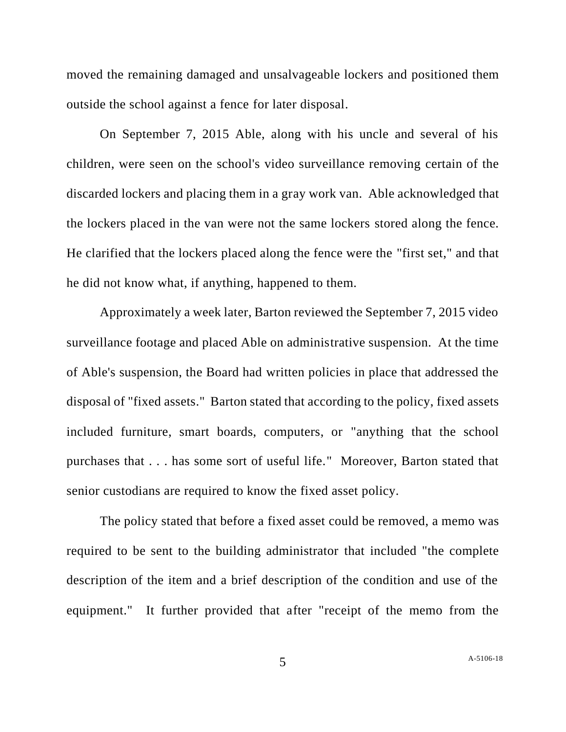moved the remaining damaged and unsalvageable lockers and positioned them outside the school against a fence for later disposal.

On September 7, 2015 Able, along with his uncle and several of his children, were seen on the school's video surveillance removing certain of the discarded lockers and placing them in a gray work van. Able acknowledged that the lockers placed in the van were not the same lockers stored along the fence. He clarified that the lockers placed along the fence were the "first set," and that he did not know what, if anything, happened to them.

Approximately a week later, Barton reviewed the September 7, 2015 video surveillance footage and placed Able on administrative suspension. At the time of Able's suspension, the Board had written policies in place that addressed the disposal of "fixed assets." Barton stated that according to the policy, fixed assets included furniture, smart boards, computers, or "anything that the school purchases that . . . has some sort of useful life." Moreover, Barton stated that senior custodians are required to know the fixed asset policy.

The policy stated that before a fixed asset could be removed, a memo was required to be sent to the building administrator that included "the complete description of the item and a brief description of the condition and use of the equipment." It further provided that after "receipt of the memo from the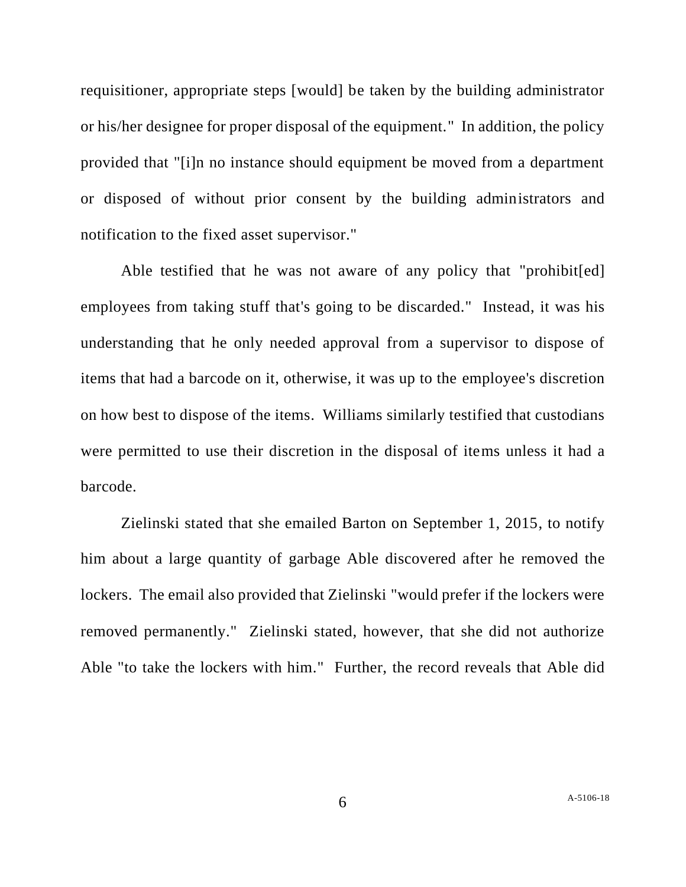requisitioner, appropriate steps [would] be taken by the building administrator or his/her designee for proper disposal of the equipment." In addition, the policy provided that "[i]n no instance should equipment be moved from a department or disposed of without prior consent by the building administrators and notification to the fixed asset supervisor."

Able testified that he was not aware of any policy that "prohibit[ed] employees from taking stuff that's going to be discarded." Instead, it was his understanding that he only needed approval from a supervisor to dispose of items that had a barcode on it, otherwise, it was up to the employee's discretion on how best to dispose of the items. Williams similarly testified that custodians were permitted to use their discretion in the disposal of items unless it had a barcode.

Zielinski stated that she emailed Barton on September 1, 2015, to notify him about a large quantity of garbage Able discovered after he removed the lockers. The email also provided that Zielinski "would prefer if the lockers were removed permanently." Zielinski stated, however, that she did not authorize Able "to take the lockers with him." Further, the record reveals that Able did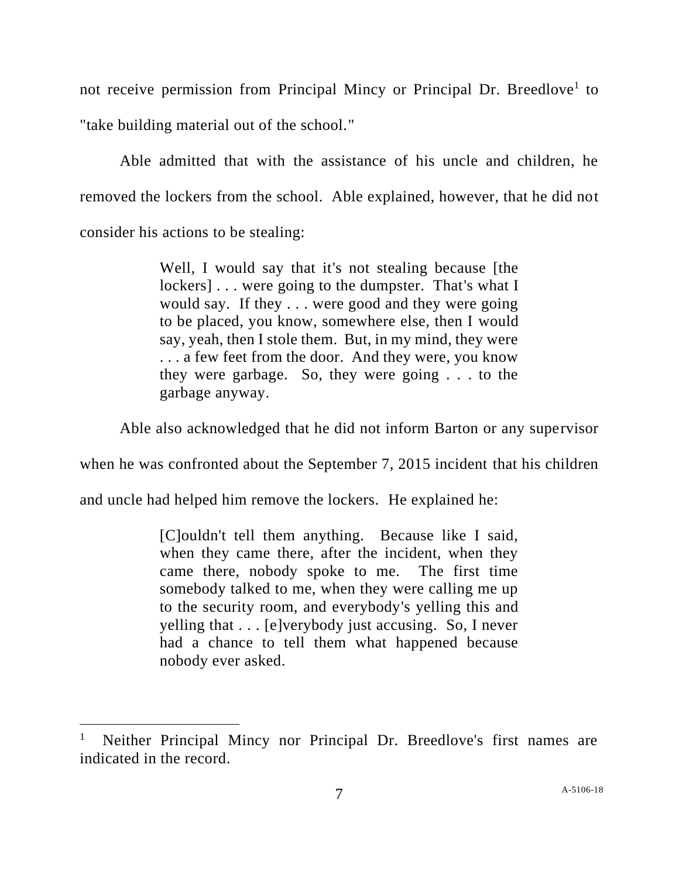not receive permission from Principal Mincy or Principal Dr. Breedlove[1] to "take building material out of the school."

Able admitted that with the assistance of his uncle and children, he removed the lockers from the school. Able explained, however, that he did not consider his actions to be stealing:

> Well, I would say that it's not stealing because [the lockers] . . . were going to the dumpster. That's what I would say. If they . . . were good and they were going to be placed, you know, somewhere else, then I would say, yeah, then I stole them. But, in my mind, they were . . . a few feet from the door. And they were, you know they were garbage. So, they were going . . . to the garbage anyway.

Able also acknowledged that he did not inform Barton or any supervisor when he was confronted about the September 7, 2015 incident that his children and uncle had helped him remove the lockers. He explained he:

> [C]ouldn't tell them anything. Because like I said, when they came there, after the incident, when they came there, nobody spoke to me. The first time somebody talked to me, when they were calling me up to the security room, and everybody's yelling this and yelling that . . . [e]verybody just accusing. So, I never had a chance to tell them what happened because nobody ever asked.

---

[1] Neither Principal Mincy nor Principal Dr. Breedlove's first names are indicated in the record.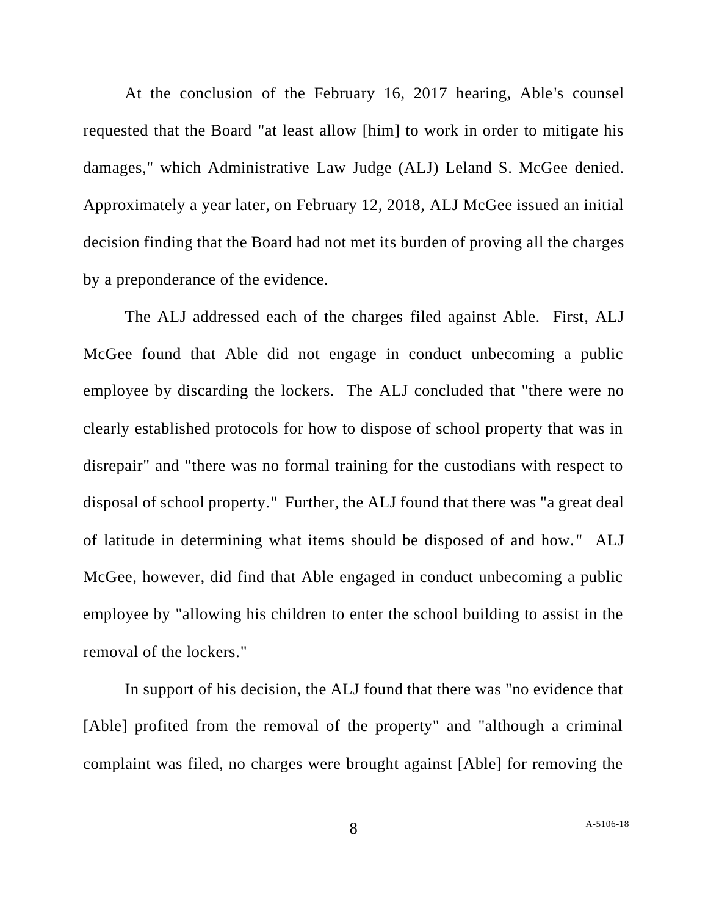At the conclusion of the February 16, 2017 hearing, Able's counsel requested that the Board "at least allow [him] to work in order to mitigate his damages," which Administrative Law Judge (ALJ) Leland S. McGee denied. Approximately a year later, on February 12, 2018, ALJ McGee issued an initial decision finding that the Board had not met its burden of proving all the charges by a preponderance of the evidence.

The ALJ addressed each of the charges filed against Able. First, ALJ McGee found that Able did not engage in conduct unbecoming a public employee by discarding the lockers. The ALJ concluded that "there were no clearly established protocols for how to dispose of school property that was in disrepair" and "there was no formal training for the custodians with respect to disposal of school property." Further, the ALJ found that there was "a great deal of latitude in determining what items should be disposed of and how." ALJ McGee, however, did find that Able engaged in conduct unbecoming a public employee by "allowing his children to enter the school building to assist in the removal of the lockers."

In support of his decision, the ALJ found that there was "no evidence that [Able] profited from the removal of the property" and "although a criminal complaint was filed, no charges were brought against [Able] for removing the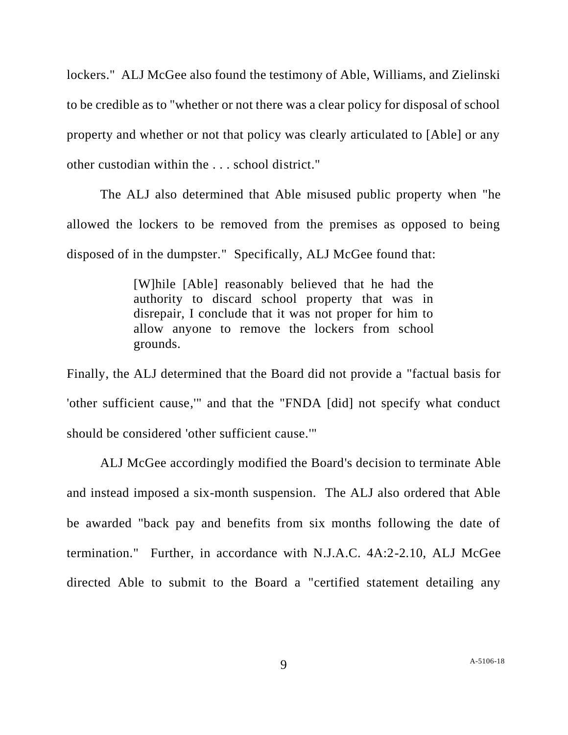lockers." ALJ McGee also found the testimony of Able, Williams, and Zielinski to be credible as to "whether or not there was a clear policy for disposal of school property and whether or not that policy was clearly articulated to [Able] or any other custodian within the . . . school district."

The ALJ also determined that Able misused public property when "he allowed the lockers to be removed from the premises as opposed to being disposed of in the dumpster." Specifically, ALJ McGee found that:

> [W]hile [Able] reasonably believed that he had the authority to discard school property that was in disrepair, I conclude that it was not proper for him to allow anyone to remove the lockers from school grounds.

Finally, the ALJ determined that the Board did not provide a "factual basis for 'other sufficient cause,'" and that the "FNDA [did] not specify what conduct should be considered 'other sufficient cause.'"

ALJ McGee accordingly modified the Board's decision to terminate Able and instead imposed a six-month suspension. The ALJ also ordered that Able be awarded "back pay and benefits from six months following the date of termination." Further, in accordance with N.J.A.C. 4A:2-2.10, ALJ McGee directed Able to submit to the Board a "certified statement detailing any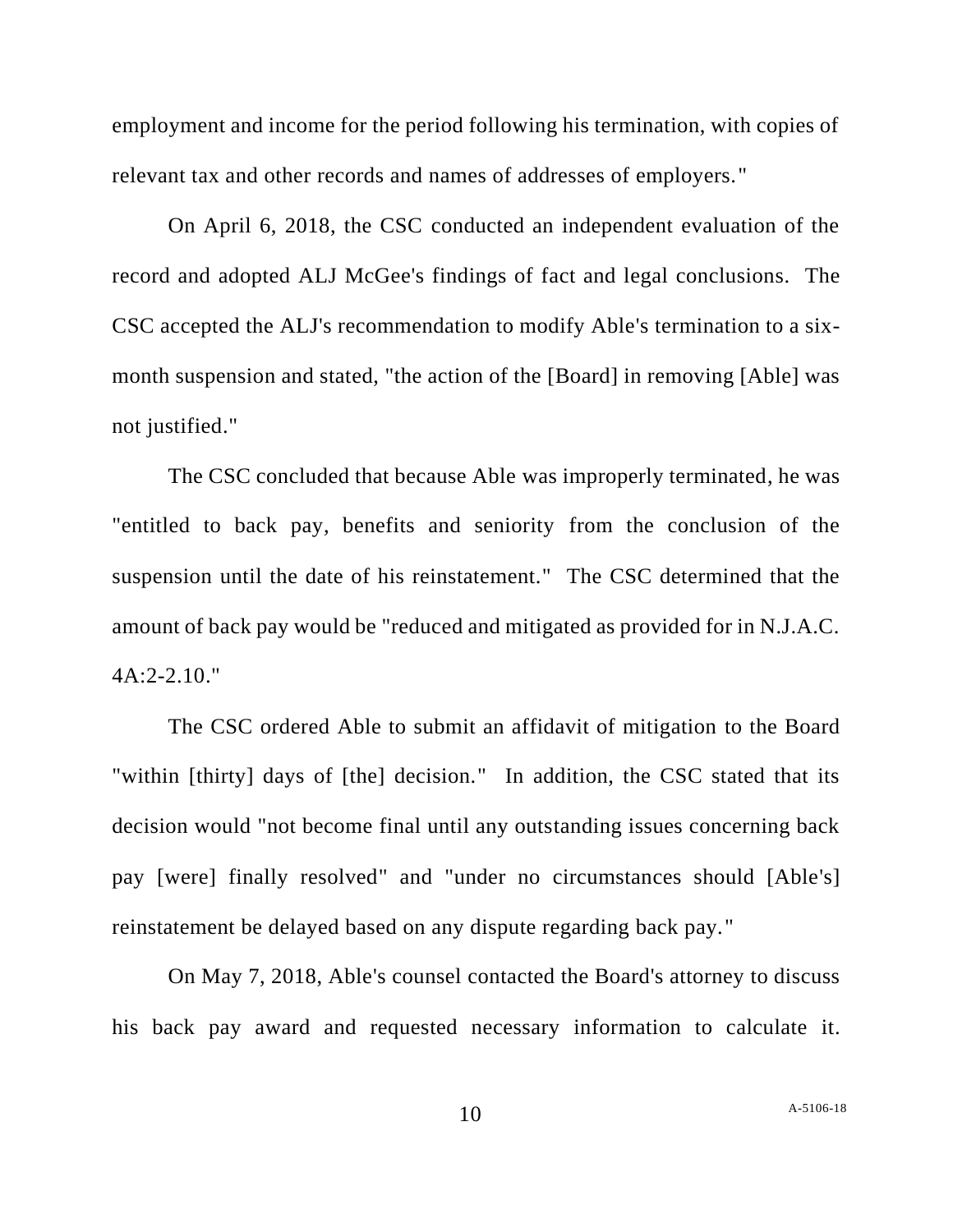employment and income for the period following his termination, with copies of relevant tax and other records and names of addresses of employers."

On April 6, 2018, the CSC conducted an independent evaluation of the record and adopted ALJ McGee's findings of fact and legal conclusions. The CSC accepted the ALJ's recommendation to modify Able's termination to a six-month suspension and stated, "the action of the [Board] in removing [Able] was not justified."

The CSC concluded that because Able was improperly terminated, he was "entitled to back pay, benefits and seniority from the conclusion of the suspension until the date of his reinstatement." The CSC determined that the amount of back pay would be "reduced and mitigated as provided for in N.J.A.C. 4A:2-2.10."

The CSC ordered Able to submit an affidavit of mitigation to the Board "within [thirty] days of [the] decision." In addition, the CSC stated that its decision would "not become final until any outstanding issues concerning back pay [were] finally resolved" and "under no circumstances should [Able's] reinstatement be delayed based on any dispute regarding back pay."

On May 7, 2018, Able's counsel contacted the Board's attorney to discuss his back pay award and requested necessary information to calculate it.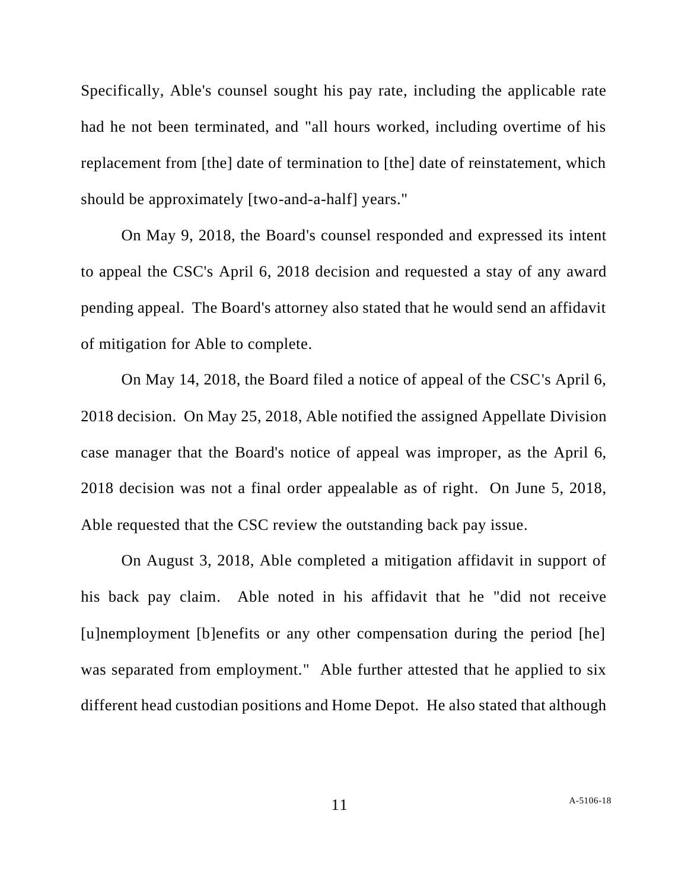Specifically, Able's counsel sought his pay rate, including the applicable rate had he not been terminated, and "all hours worked, including overtime of his replacement from [the] date of termination to [the] date of reinstatement, which should be approximately [two-and-a-half] years."

On May 9, 2018, the Board's counsel responded and expressed its intent to appeal the CSC's April 6, 2018 decision and requested a stay of any award pending appeal. The Board's attorney also stated that he would send an affidavit of mitigation for Able to complete.

On May 14, 2018, the Board filed a notice of appeal of the CSC's April 6, 2018 decision. On May 25, 2018, Able notified the assigned Appellate Division case manager that the Board's notice of appeal was improper, as the April 6, 2018 decision was not a final order appealable as of right. On June 5, 2018, Able requested that the CSC review the outstanding back pay issue.

On August 3, 2018, Able completed a mitigation affidavit in support of his back pay claim. Able noted in his affidavit that he "did not receive [u]nemployment [b]enefits or any other compensation during the period [he] was separated from employment." Able further attested that he applied to six different head custodian positions and Home Depot. He also stated that although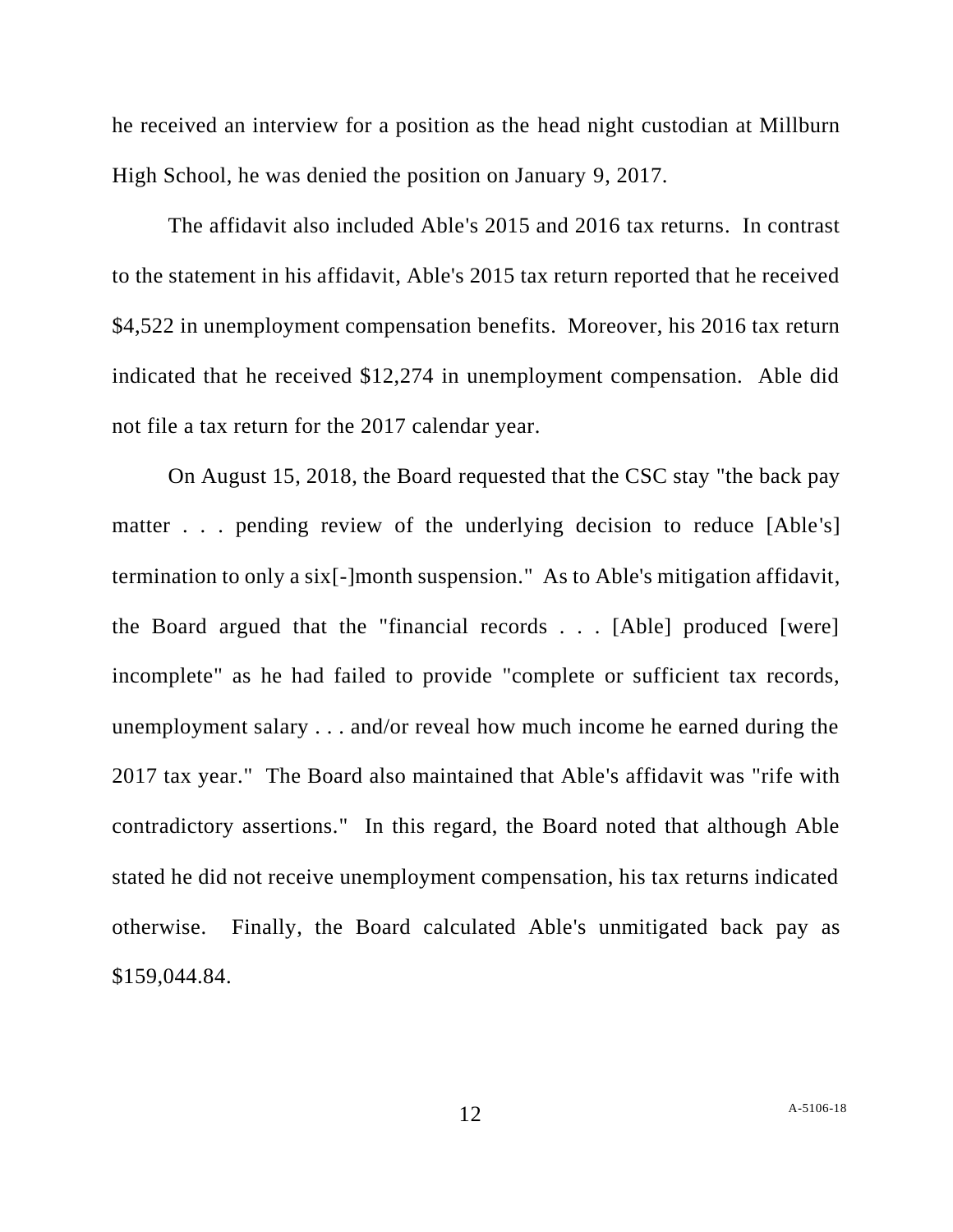he received an interview for a position as the head night custodian at Millburn High School, he was denied the position on January 9, 2017.

The affidavit also included Able's 2015 and 2016 tax returns. In contrast to the statement in his affidavit, Able's 2015 tax return reported that he received $4,522 in unemployment compensation benefits. Moreover, his 2016 tax return indicated that he received $12,274 in unemployment compensation. Able did not file a tax return for the 2017 calendar year.

On August 15, 2018, the Board requested that the CSC stay "the back pay matter . . . pending review of the underlying decision to reduce [Able's] termination to only a six[-]month suspension." As to Able's mitigation affidavit, the Board argued that the "financial records . . . [Able] produced [were] incomplete" as he had failed to provide "complete or sufficient tax records, unemployment salary . . . and/or reveal how much income he earned during the 2017 tax year." The Board also maintained that Able's affidavit was "rife with contradictory assertions." In this regard, the Board noted that although Able stated he did not receive unemployment compensation, his tax returns indicated otherwise. Finally, the Board calculated Able's unmitigated back pay as $159,044.84.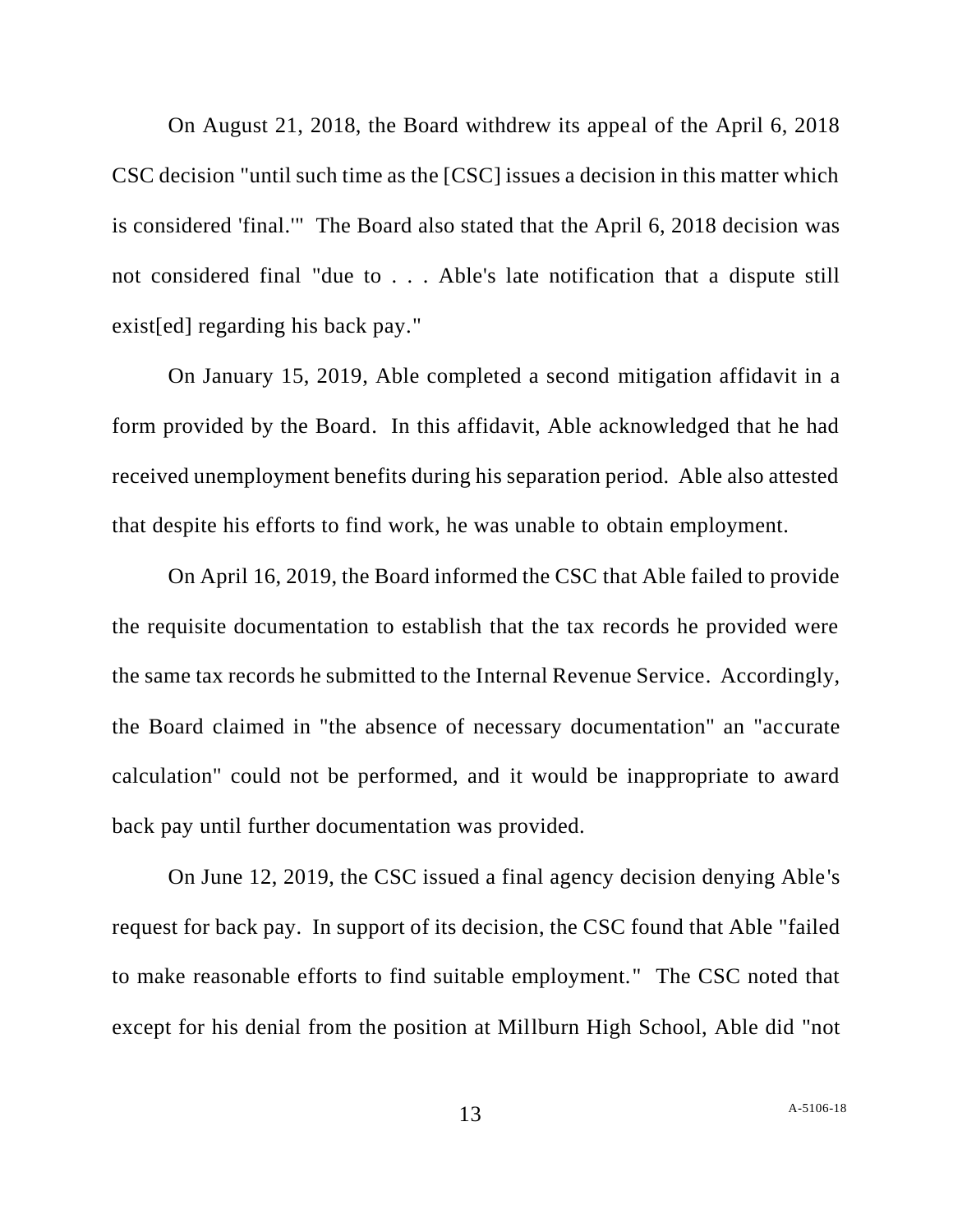On August 21, 2018, the Board withdrew its appeal of the April 6, 2018 CSC decision "until such time as the [CSC] issues a decision in this matter which is considered 'final.'" The Board also stated that the April 6, 2018 decision was not considered final "due to . . . Able's late notification that a dispute still exist[ed] regarding his back pay."

On January 15, 2019, Able completed a second mitigation affidavit in a form provided by the Board. In this affidavit, Able acknowledged that he had received unemployment benefits during his separation period. Able also attested that despite his efforts to find work, he was unable to obtain employment.

On April 16, 2019, the Board informed the CSC that Able failed to provide the requisite documentation to establish that the tax records he provided were the same tax records he submitted to the Internal Revenue Service. Accordingly, the Board claimed in "the absence of necessary documentation" an "accurate calculation" could not be performed, and it would be inappropriate to award back pay until further documentation was provided.

On June 12, 2019, the CSC issued a final agency decision denying Able's request for back pay. In support of its decision, the CSC found that Able "failed to make reasonable efforts to find suitable employment." The CSC noted that except for his denial from the position at Millburn High School, Able did "not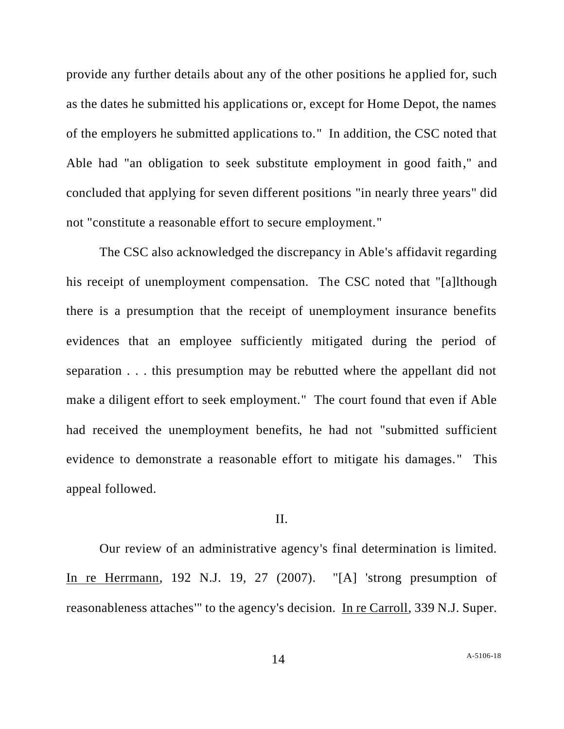provide any further details about any of the other positions he applied for, such as the dates he submitted his applications or, except for Home Depot, the names of the employers he submitted applications to." In addition, the CSC noted that Able had "an obligation to seek substitute employment in good faith," and concluded that applying for seven different positions "in nearly three years" did not "constitute a reasonable effort to secure employment."

The CSC also acknowledged the discrepancy in Able's affidavit regarding his receipt of unemployment compensation. The CSC noted that "[a]lthough there is a presumption that the receipt of unemployment insurance benefits evidences that an employee sufficiently mitigated during the period of separation . . . this presumption may be rebutted where the appellant did not make a diligent effort to seek employment." The court found that even if Able had received the unemployment benefits, he had not "submitted sufficient evidence to demonstrate a reasonable effort to mitigate his damages." This appeal followed.

II.

Our review of an administrative agency's final determination is limited. In re Herrmann, 192 N.J. 19, 27 (2007). "[A] 'strong presumption of reasonableness attaches'" to the agency's decision. In re Carroll, 339 N.J. Super.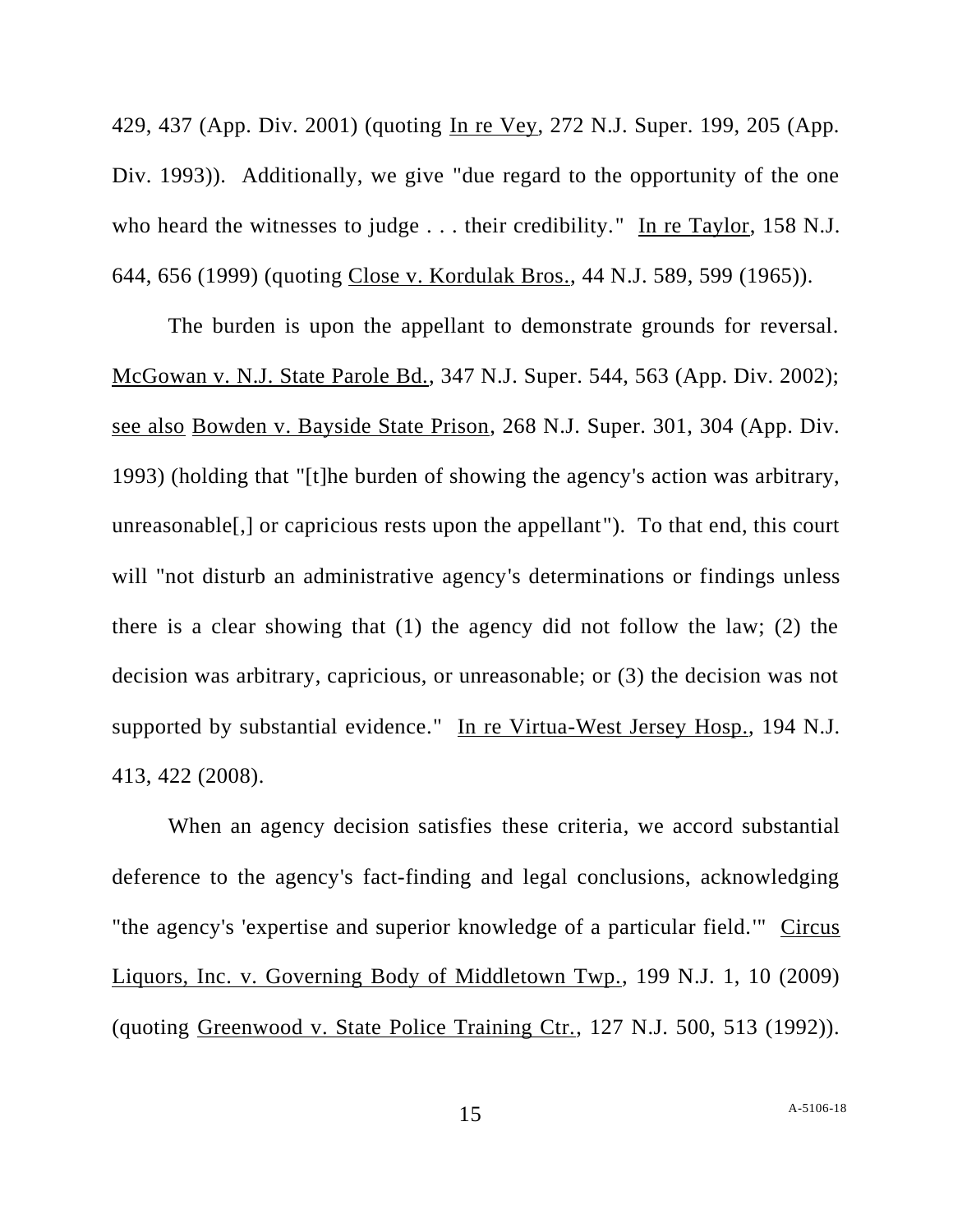429, 437 (App. Div. 2001) (quoting In re Vey, 272 N.J. Super. 199, 205 (App. Div. 1993)). Additionally, we give "due regard to the opportunity of the one who heard the witnesses to judge . . . their credibility." In re Taylor, 158 N.J. 644, 656 (1999) (quoting Close v. Kordulak Bros., 44 N.J. 589, 599 (1965)).

The burden is upon the appellant to demonstrate grounds for reversal. McGowan v. N.J. State Parole Bd., 347 N.J. Super. 544, 563 (App. Div. 2002); see also Bowden v. Bayside State Prison, 268 N.J. Super. 301, 304 (App. Div. 1993) (holding that "[t]he burden of showing the agency's action was arbitrary, unreasonable[,] or capricious rests upon the appellant"). To that end, this court will "not disturb an administrative agency's determinations or findings unless there is a clear showing that (1) the agency did not follow the law; (2) the decision was arbitrary, capricious, or unreasonable; or (3) the decision was not supported by substantial evidence." In re Virtua-West Jersey Hosp., 194 N.J. 413, 422 (2008).

When an agency decision satisfies these criteria, we accord substantial deference to the agency's fact-finding and legal conclusions, acknowledging "the agency's 'expertise and superior knowledge of a particular field.'" Circus Liquors, Inc. v. Governing Body of Middletown Twp., 199 N.J. 1, 10 (2009) (quoting Greenwood v. State Police Training Ctr., 127 N.J. 500, 513 (1992)).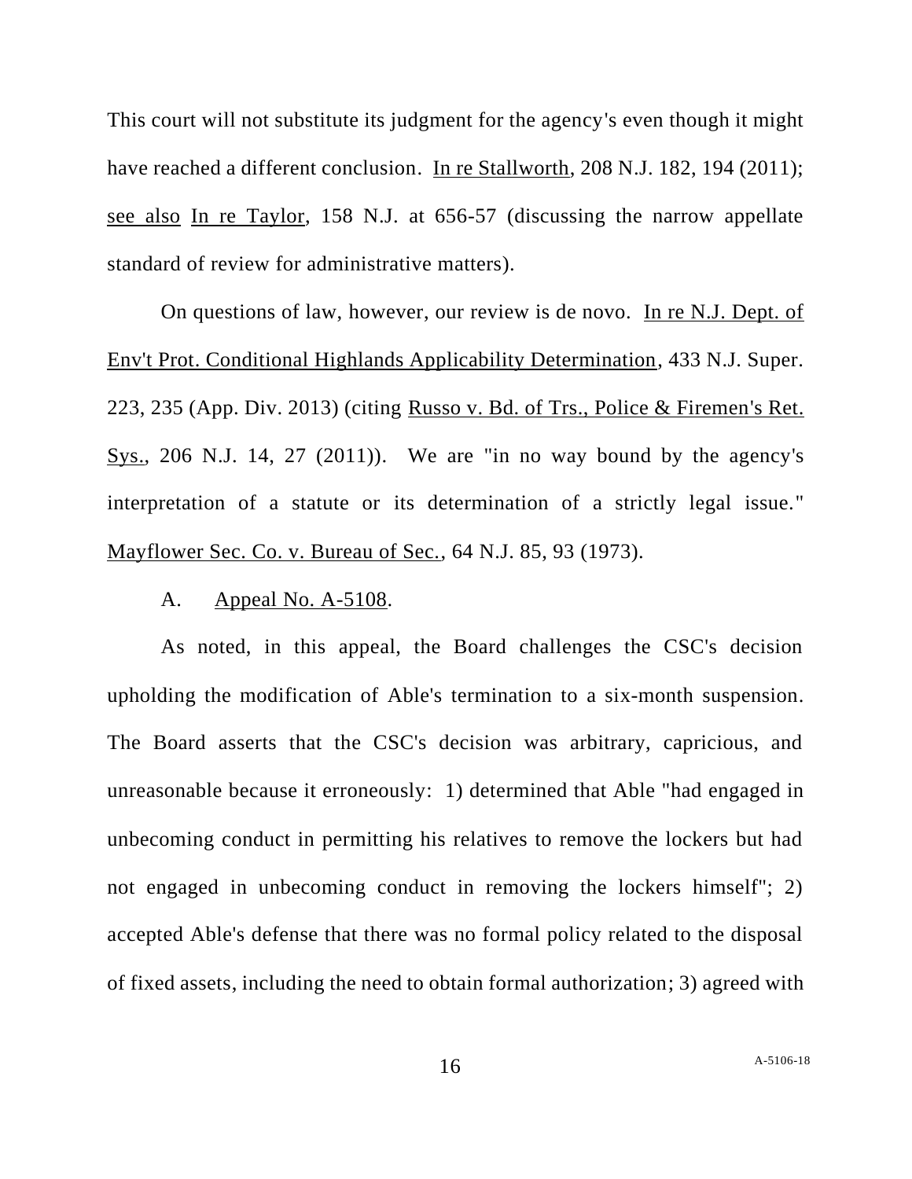This court will not substitute its judgment for the agency's even though it might have reached a different conclusion. In re Stallworth, 208 N.J. 182, 194 (2011); see also In re Taylor, 158 N.J. at 656-57 (discussing the narrow appellate standard of review for administrative matters).

On questions of law, however, our review is de novo. In re N.J. Dept. of Env't Prot. Conditional Highlands Applicability Determination, 433 N.J. Super. 223, 235 (App. Div. 2013) (citing Russo v. Bd. of Trs., Police & Firemen's Ret. Sys., 206 N.J. 14, 27 (2011)). We are "in no way bound by the agency's interpretation of a statute or its determination of a strictly legal issue." Mayflower Sec. Co. v. Bureau of Sec., 64 N.J. 85, 93 (1973).

A. Appeal No. A-5108.

As noted, in this appeal, the Board challenges the CSC's decision upholding the modification of Able's termination to a six-month suspension. The Board asserts that the CSC's decision was arbitrary, capricious, and unreasonable because it erroneously: 1) determined that Able "had engaged in unbecoming conduct in permitting his relatives to remove the lockers but had not engaged in unbecoming conduct in removing the lockers himself"; 2) accepted Able's defense that there was no formal policy related to the disposal of fixed assets, including the need to obtain formal authorization; 3) agreed with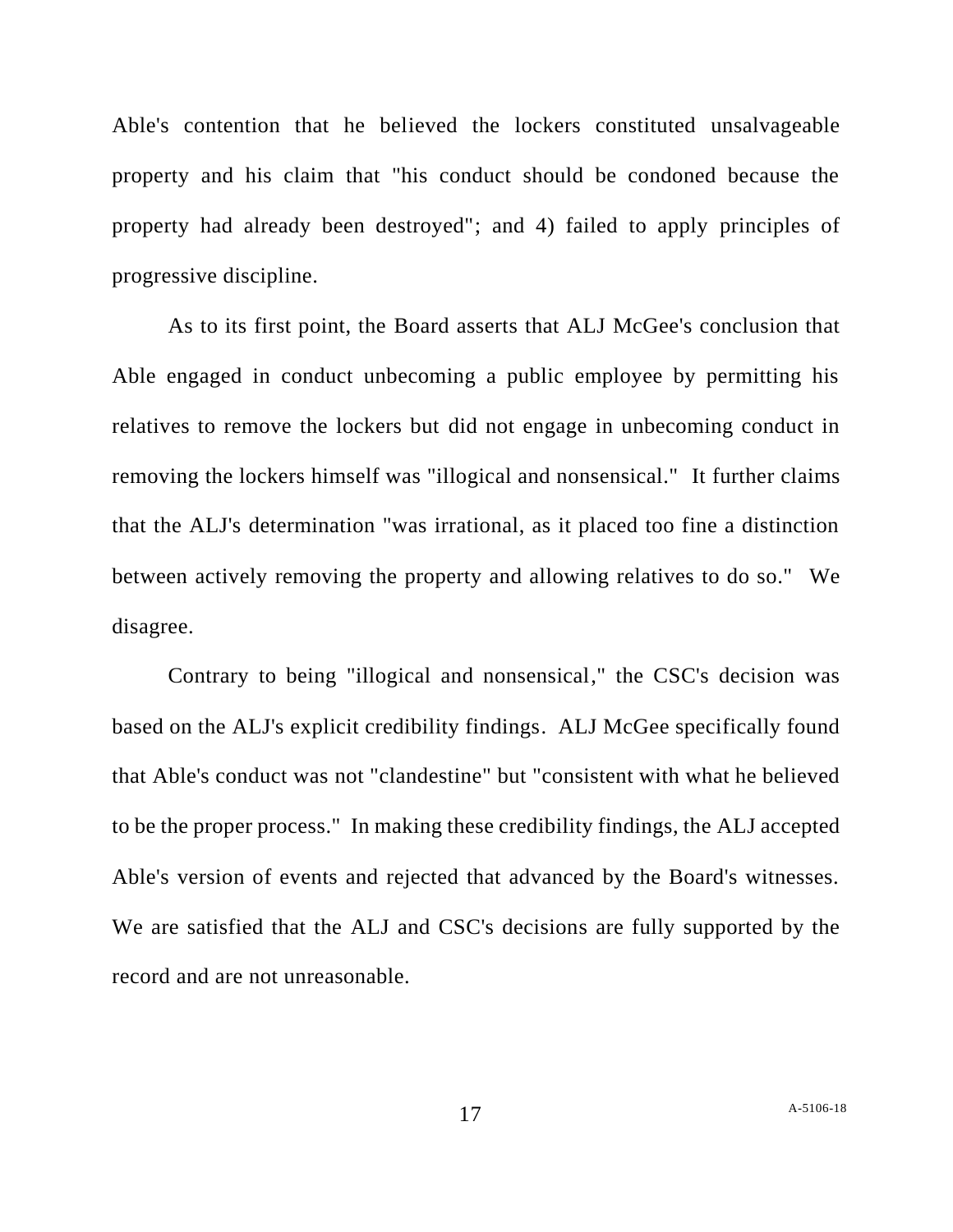Able's contention that he believed the lockers constituted unsalvageable property and his claim that "his conduct should be condoned because the property had already been destroyed"; and 4) failed to apply principles of progressive discipline.

As to its first point, the Board asserts that ALJ McGee's conclusion that Able engaged in conduct unbecoming a public employee by permitting his relatives to remove the lockers but did not engage in unbecoming conduct in removing the lockers himself was "illogical and nonsensical." It further claims that the ALJ's determination "was irrational, as it placed too fine a distinction between actively removing the property and allowing relatives to do so." We disagree.

Contrary to being "illogical and nonsensical," the CSC's decision was based on the ALJ's explicit credibility findings. ALJ McGee specifically found that Able's conduct was not "clandestine" but "consistent with what he believed to be the proper process." In making these credibility findings, the ALJ accepted Able's version of events and rejected that advanced by the Board's witnesses. We are satisfied that the ALJ and CSC's decisions are fully supported by the record and are not unreasonable.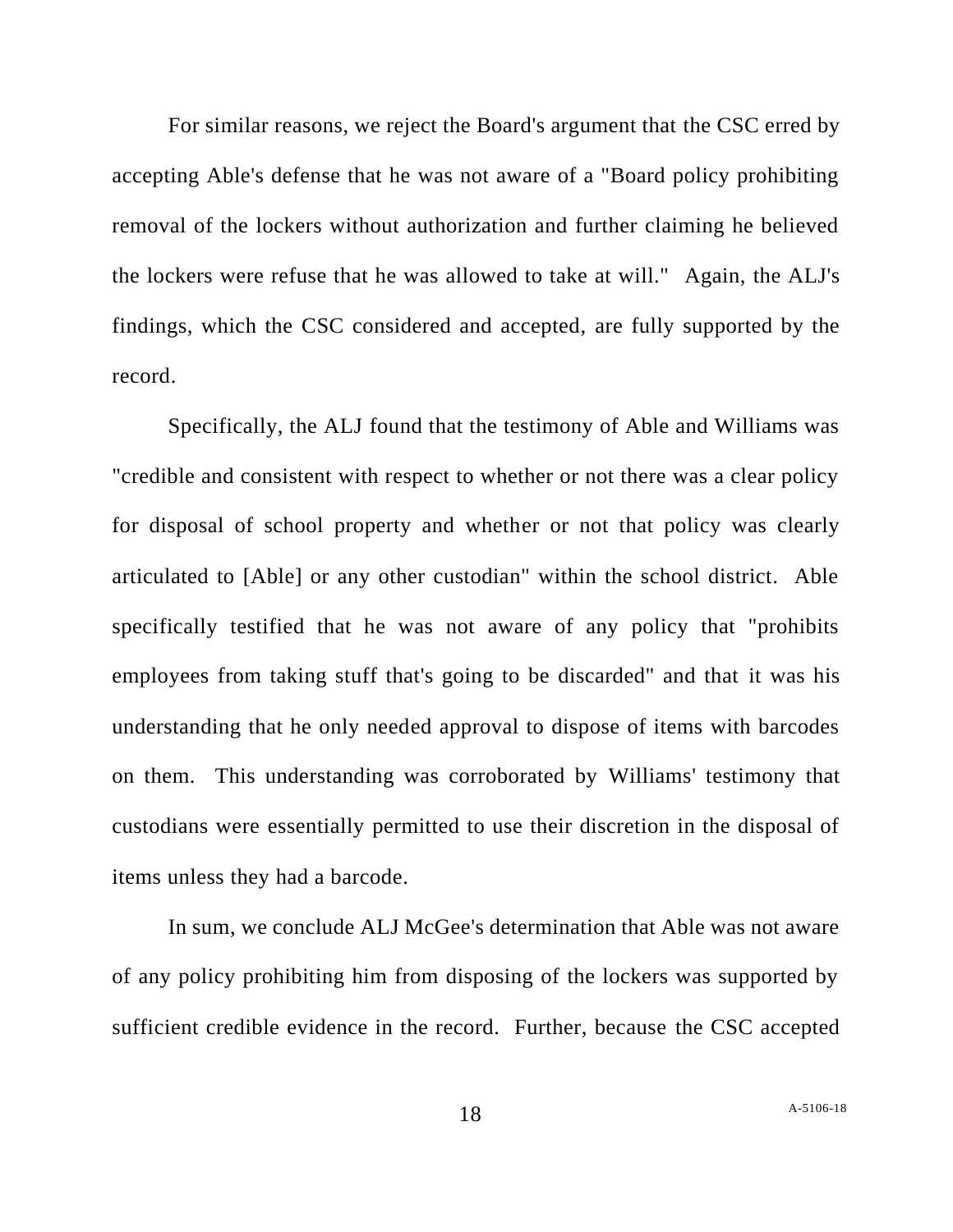For similar reasons, we reject the Board's argument that the CSC erred by accepting Able's defense that he was not aware of a "Board policy prohibiting removal of the lockers without authorization and further claiming he believed the lockers were refuse that he was allowed to take at will." Again, the ALJ's findings, which the CSC considered and accepted, are fully supported by the record.

Specifically, the ALJ found that the testimony of Able and Williams was "credible and consistent with respect to whether or not there was a clear policy for disposal of school property and whether or not that policy was clearly articulated to [Able] or any other custodian" within the school district. Able specifically testified that he was not aware of any policy that "prohibits employees from taking stuff that's going to be discarded" and that it was his understanding that he only needed approval to dispose of items with barcodes on them. This understanding was corroborated by Williams' testimony that custodians were essentially permitted to use their discretion in the disposal of items unless they had a barcode.

In sum, we conclude ALJ McGee's determination that Able was not aware of any policy prohibiting him from disposing of the lockers was supported by sufficient credible evidence in the record. Further, because the CSC accepted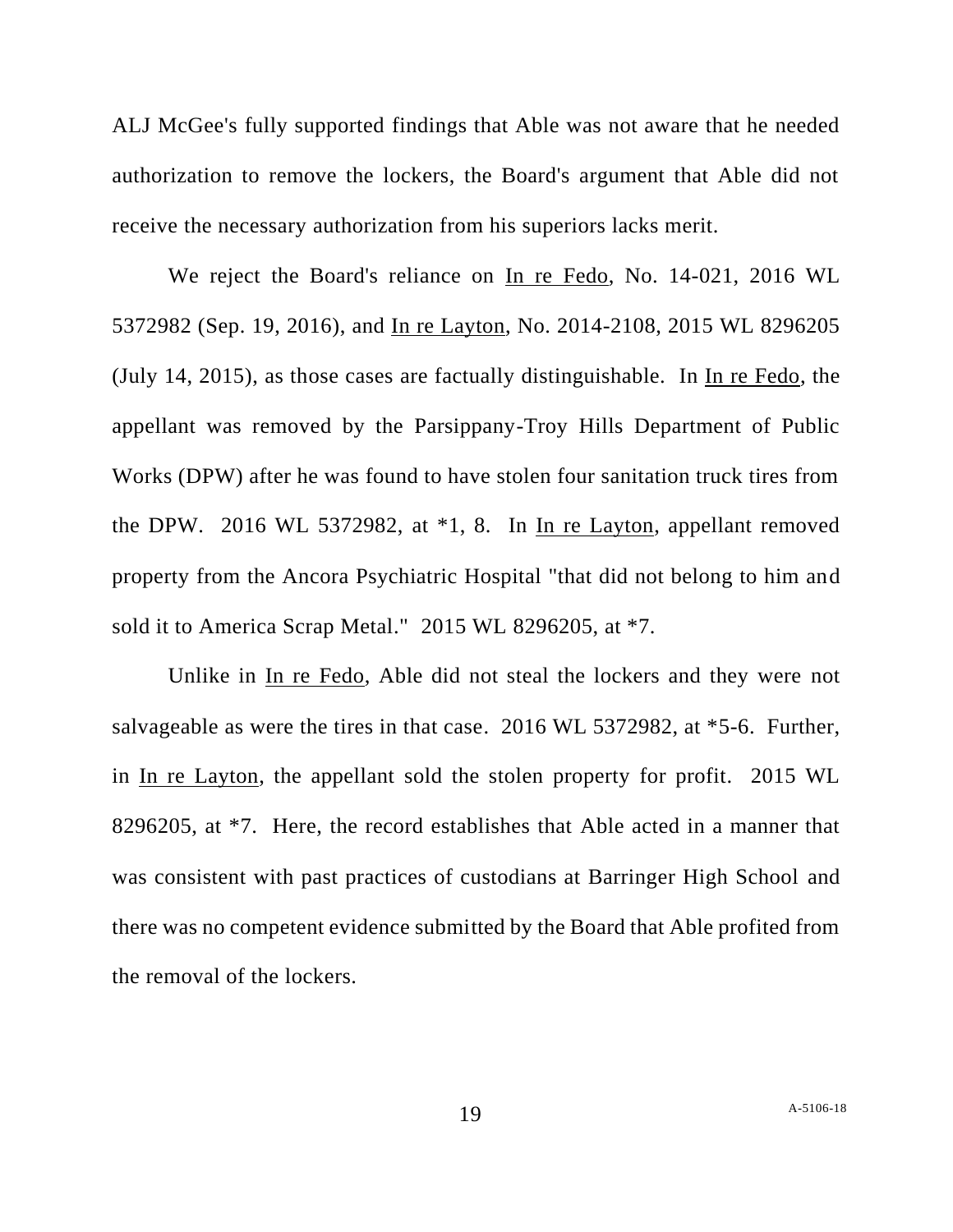ALJ McGee's fully supported findings that Able was not aware that he needed authorization to remove the lockers, the Board's argument that Able did not receive the necessary authorization from his superiors lacks merit.

We reject the Board's reliance on In re Fedo, No. 14-021, 2016 WL 5372982 (Sep. 19, 2016), and In re Layton, No. 2014-2108, 2015 WL 8296205 (July 14, 2015), as those cases are factually distinguishable. In In re Fedo, the appellant was removed by the Parsippany-Troy Hills Department of Public Works (DPW) after he was found to have stolen four sanitation truck tires from the DPW. 2016 WL 5372982, at *1, 8. In In re Layton, appellant removed property from the Ancora Psychiatric Hospital "that did not belong to him and sold it to America Scrap Metal." 2015 WL 8296205, at *7.

Unlike in In re Fedo, Able did not steal the lockers and they were not salvageable as were the tires in that case. 2016 WL 5372982, at *5-6. Further, in In re Layton, the appellant sold the stolen property for profit. 2015 WL 8296205, at *7. Here, the record establishes that Able acted in a manner that was consistent with past practices of custodians at Barringer High School and there was no competent evidence submitted by the Board that Able profited from the removal of the lockers.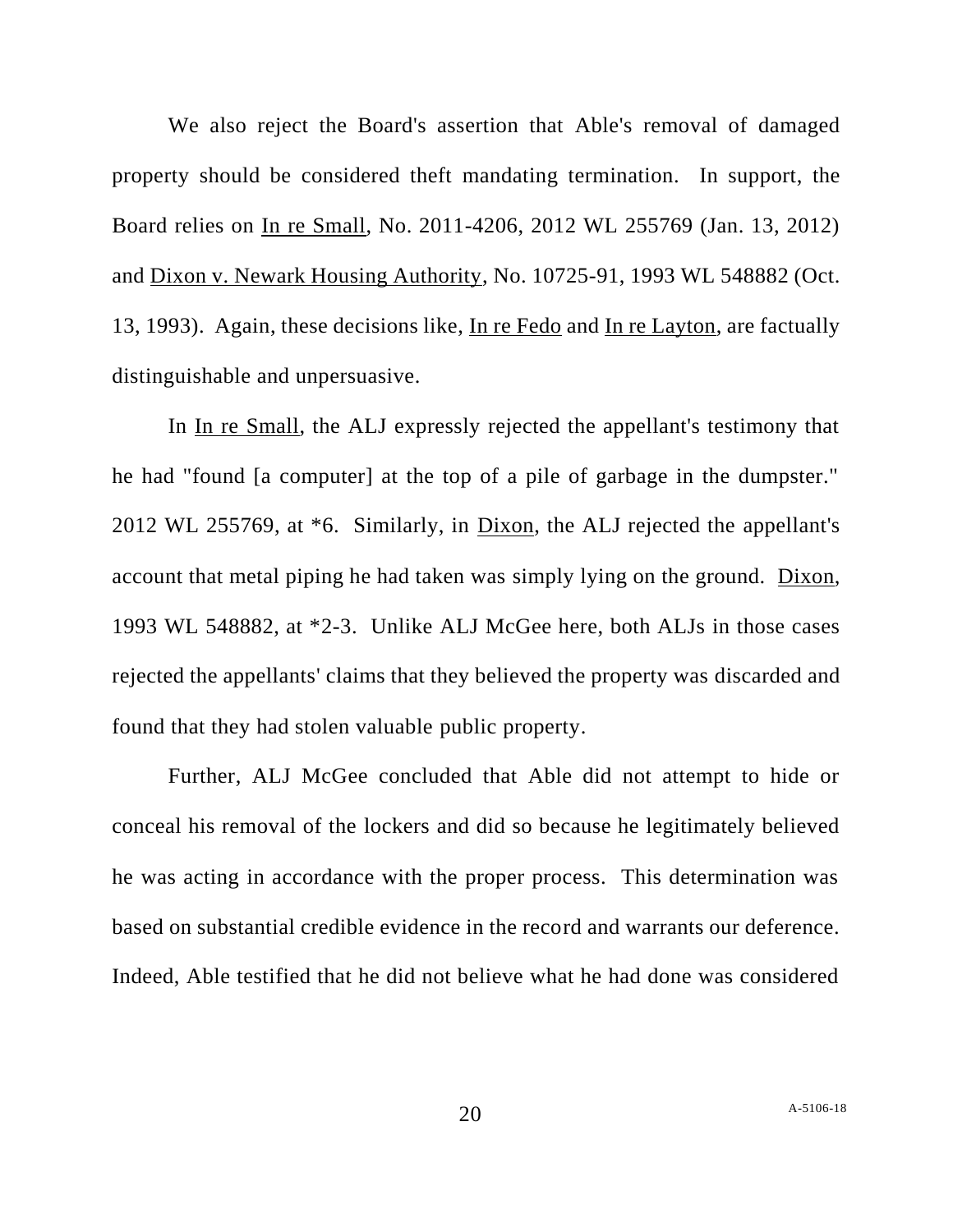We also reject the Board's assertion that Able's removal of damaged property should be considered theft mandating termination. In support, the Board relies on <u>In re Small</u>, No. 2011-4206, 2012 WL 255769 (Jan. 13, 2012) and <u>Dixon v. Newark Housing Authority</u>, No. 10725-91, 1993 WL 548882 (Oct. 13, 1993). Again, these decisions like, <u>In re Fedo</u> and <u>In re Layton</u>, are factually distinguishable and unpersuasive.

In <u>In re Small</u>, the ALJ expressly rejected the appellant's testimony that he had "found [a computer] at the top of a pile of garbage in the dumpster." 2012 WL 255769, at *6. Similarly, in <u>Dixon</u>, the ALJ rejected the appellant's account that metal piping he had taken was simply lying on the ground. <u>Dixon</u>, 1993 WL 548882, at *2-3. Unlike ALJ McGee here, both ALJs in those cases rejected the appellants' claims that they believed the property was discarded and found that they had stolen valuable public property.

Further, ALJ McGee concluded that Able did not attempt to hide or conceal his removal of the lockers and did so because he legitimately believed he was acting in accordance with the proper process. This determination was based on substantial credible evidence in the record and warrants our deference. Indeed, Able testified that he did not believe what he had done was considered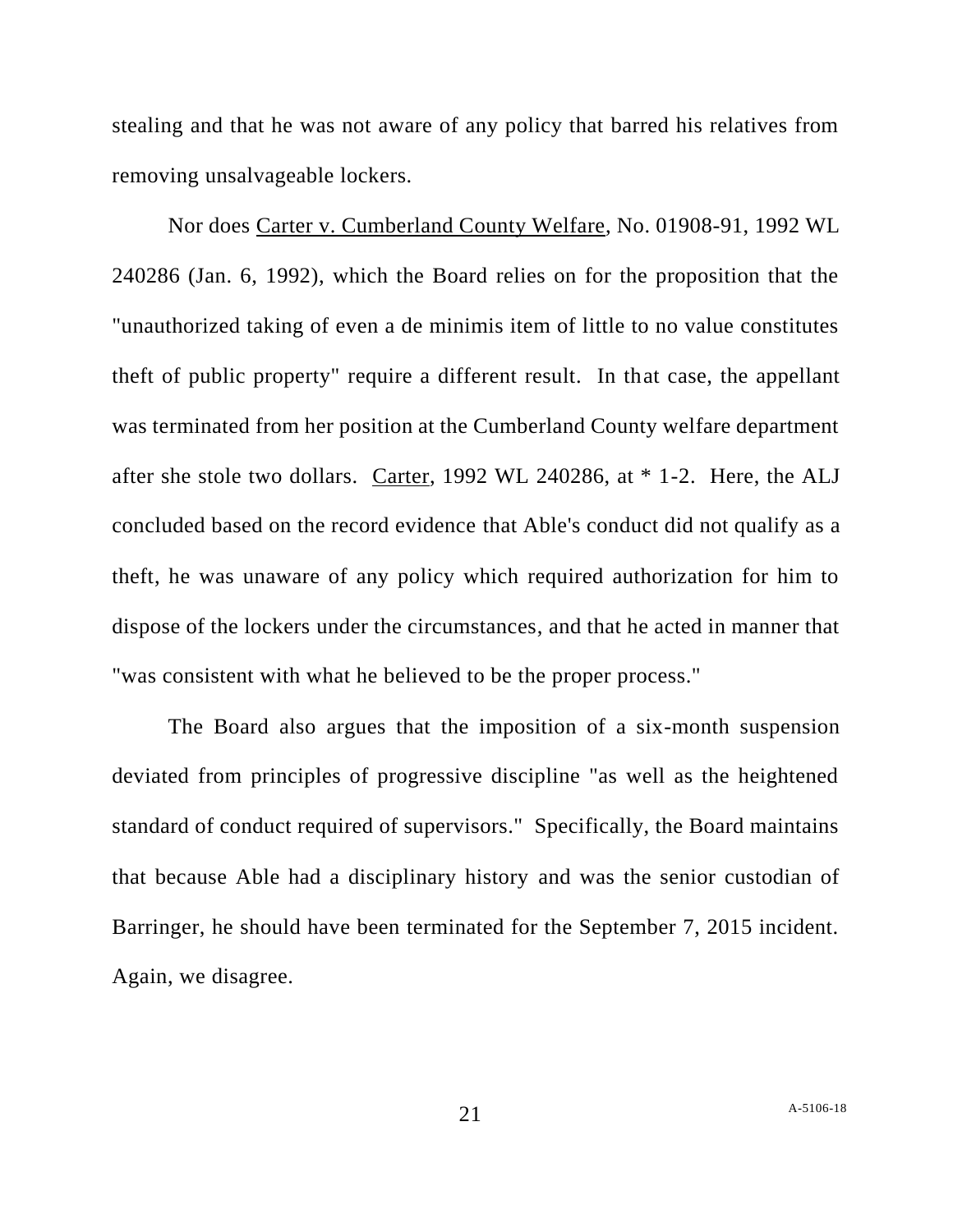stealing and that he was not aware of any policy that barred his relatives from removing unsalvageable lockers.

Nor does Carter v. Cumberland County Welfare, No. 01908-91, 1992 WL 240286 (Jan. 6, 1992), which the Board relies on for the proposition that the "unauthorized taking of even a de minimis item of little to no value constitutes theft of public property" require a different result. In that case, the appellant was terminated from her position at the Cumberland County welfare department after she stole two dollars. Carter, 1992 WL 240286, at * 1-2. Here, the ALJ concluded based on the record evidence that Able's conduct did not qualify as a theft, he was unaware of any policy which required authorization for him to dispose of the lockers under the circumstances, and that he acted in manner that "was consistent with what he believed to be the proper process."

The Board also argues that the imposition of a six-month suspension deviated from principles of progressive discipline "as well as the heightened standard of conduct required of supervisors." Specifically, the Board maintains that because Able had a disciplinary history and was the senior custodian of Barringer, he should have been terminated for the September 7, 2015 incident. Again, we disagree.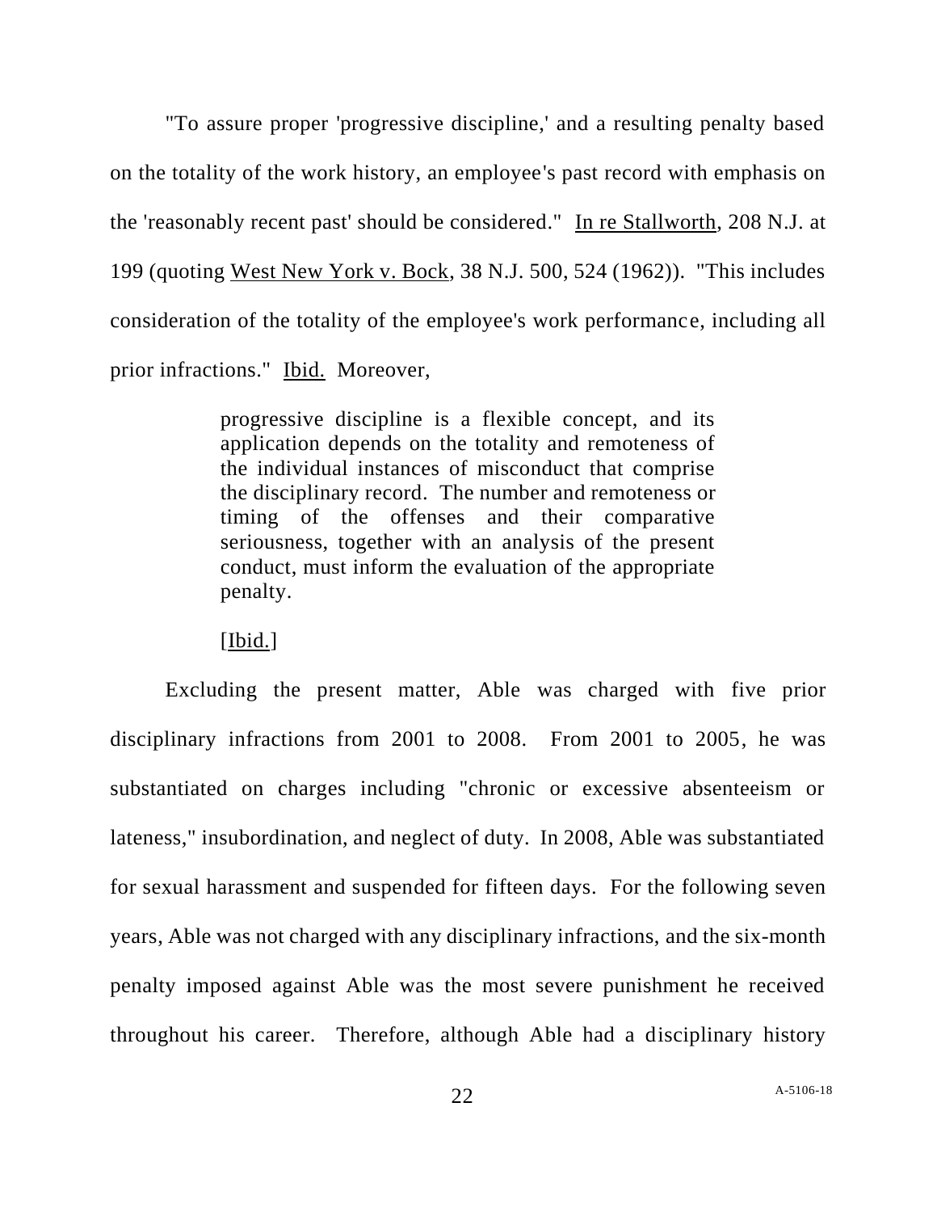"To assure proper 'progressive discipline,' and a resulting penalty based on the totality of the work history, an employee's past record with emphasis on the 'reasonably recent past' should be considered." In re Stallworth, 208 N.J. at 199 (quoting West New York v. Bock, 38 N.J. 500, 524 (1962)). "This includes consideration of the totality of the employee's work performance, including all prior infractions." Ibid. Moreover,

> progressive discipline is a flexible concept, and its application depends on the totality and remoteness of the individual instances of misconduct that comprise the disciplinary record. The number and remoteness or timing of the offenses and their comparative seriousness, together with an analysis of the present conduct, must inform the evaluation of the appropriate penalty.
>
> [Ibid.]

Excluding the present matter, Able was charged with five prior disciplinary infractions from 2001 to 2008. From 2001 to 2005, he was substantiated on charges including "chronic or excessive absenteeism or lateness," insubordination, and neglect of duty. In 2008, Able was substantiated for sexual harassment and suspended for fifteen days. For the following seven years, Able was not charged with any disciplinary infractions, and the six-month penalty imposed against Able was the most severe punishment he received throughout his career. Therefore, although Able had a disciplinary history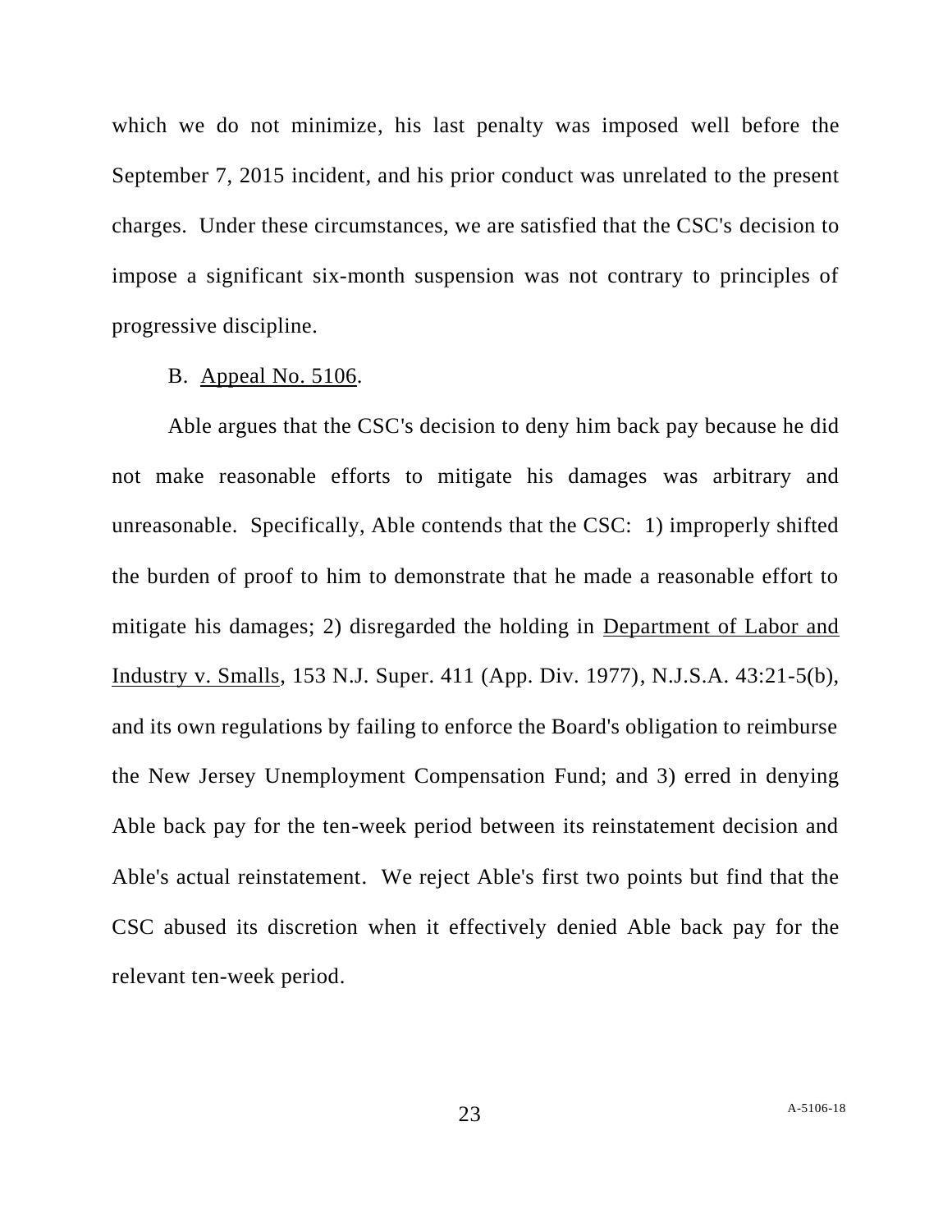which we do not minimize, his last penalty was imposed well before the September 7, 2015 incident, and his prior conduct was unrelated to the present charges. Under these circumstances, we are satisfied that the CSC's decision to impose a significant six-month suspension was not contrary to principles of progressive discipline.

B. Appeal No. 5106.

Able argues that the CSC's decision to deny him back pay because he did not make reasonable efforts to mitigate his damages was arbitrary and unreasonable. Specifically, Able contends that the CSC: 1) improperly shifted the burden of proof to him to demonstrate that he made a reasonable effort to mitigate his damages; 2) disregarded the holding in Department of Labor and Industry v. Smalls, 153 N.J. Super. 411 (App. Div. 1977), N.J.S.A. 43:21-5(b), and its own regulations by failing to enforce the Board's obligation to reimburse the New Jersey Unemployment Compensation Fund; and 3) erred in denying Able back pay for the ten-week period between its reinstatement decision and Able's actual reinstatement. We reject Able's first two points but find that the CSC abused its discretion when it effectively denied Able back pay for the relevant ten-week period.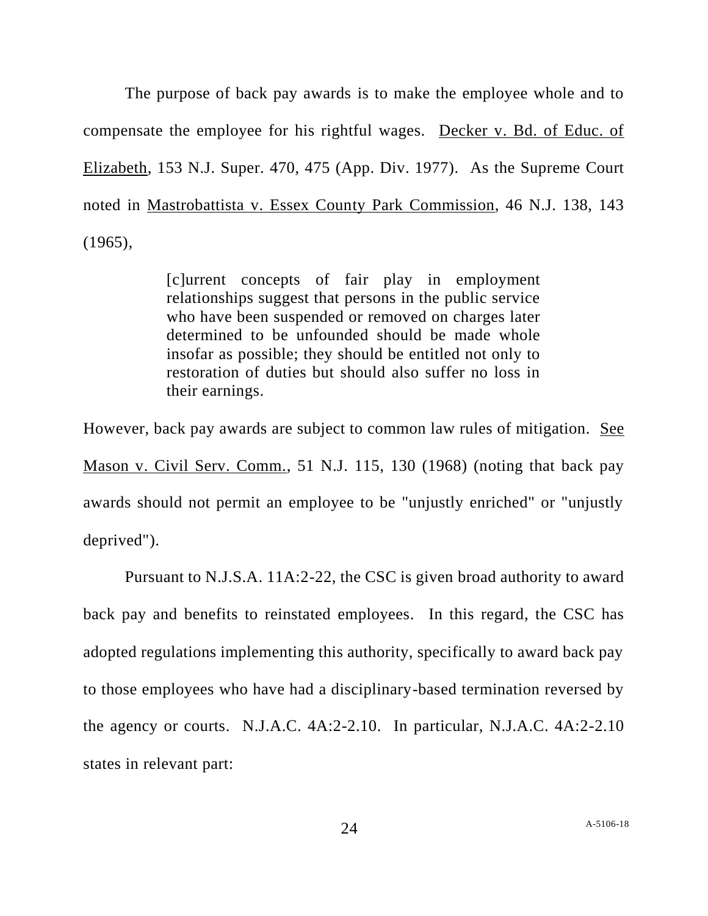The purpose of back pay awards is to make the employee whole and to compensate the employee for his rightful wages. Decker v. Bd. of Educ. of Elizabeth, 153 N.J. Super. 470, 475 (App. Div. 1977). As the Supreme Court noted in Mastrobattista v. Essex County Park Commission, 46 N.J. 138, 143 (1965),

> [c]urrent concepts of fair play in employment relationships suggest that persons in the public service who have been suspended or removed on charges later determined to be unfounded should be made whole insofar as possible; they should be entitled not only to restoration of duties but should also suffer no loss in their earnings.

However, back pay awards are subject to common law rules of mitigation. See Mason v. Civil Serv. Comm., 51 N.J. 115, 130 (1968) (noting that back pay awards should not permit an employee to be "unjustly enriched" or "unjustly deprived").

Pursuant to N.J.S.A. 11A:2-22, the CSC is given broad authority to award back pay and benefits to reinstated employees. In this regard, the CSC has adopted regulations implementing this authority, specifically to award back pay to those employees who have had a disciplinary-based termination reversed by the agency or courts. N.J.A.C. 4A:2-2.10. In particular, N.J.A.C. 4A:2-2.10 states in relevant part: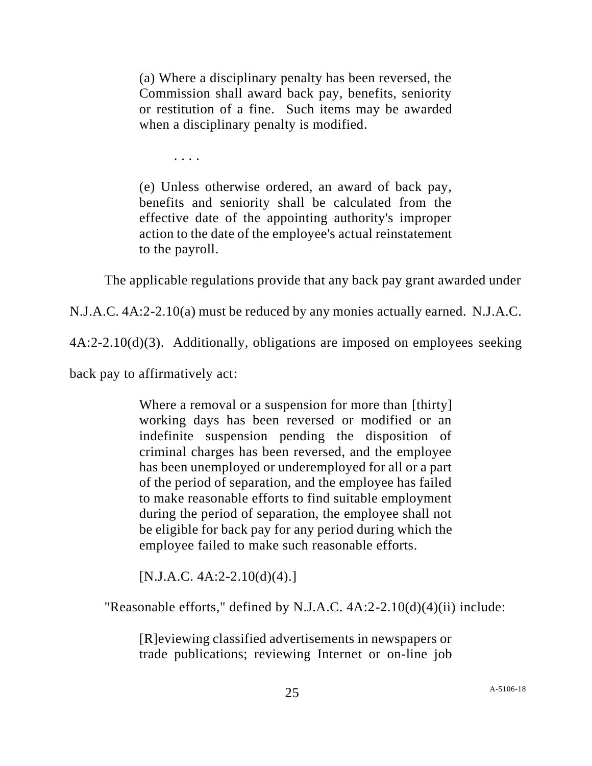> (a) Where a disciplinary penalty has been reversed, the Commission shall award back pay, benefits, seniority or restitution of a fine. Such items may be awarded when a disciplinary penalty is modified.
>
> . . . .
>
> (e) Unless otherwise ordered, an award of back pay, benefits and seniority shall be calculated from the effective date of the appointing authority's improper action to the date of the employee's actual reinstatement to the payroll.

The applicable regulations provide that any back pay grant awarded under N.J.A.C. 4A:2-2.10(a) must be reduced by any monies actually earned. N.J.A.C. 4A:2-2.10(d)(3). Additionally, obligations are imposed on employees seeking back pay to affirmatively act:

> Where a removal or a suspension for more than [thirty] working days has been reversed or modified or an indefinite suspension pending the disposition of criminal charges has been reversed, and the employee has been unemployed or underemployed for all or a part of the period of separation, and the employee has failed to make reasonable efforts to find suitable employment during the period of separation, the employee shall not be eligible for back pay for any period during which the employee failed to make such reasonable efforts.
>
> [N.J.A.C. 4A:2-2.10(d)(4).]

"Reasonable efforts," defined by N.J.A.C. 4A:2-2.10(d)(4)(ii) include:

> [R]eviewing classified advertisements in newspapers or trade publications; reviewing Internet or on-line job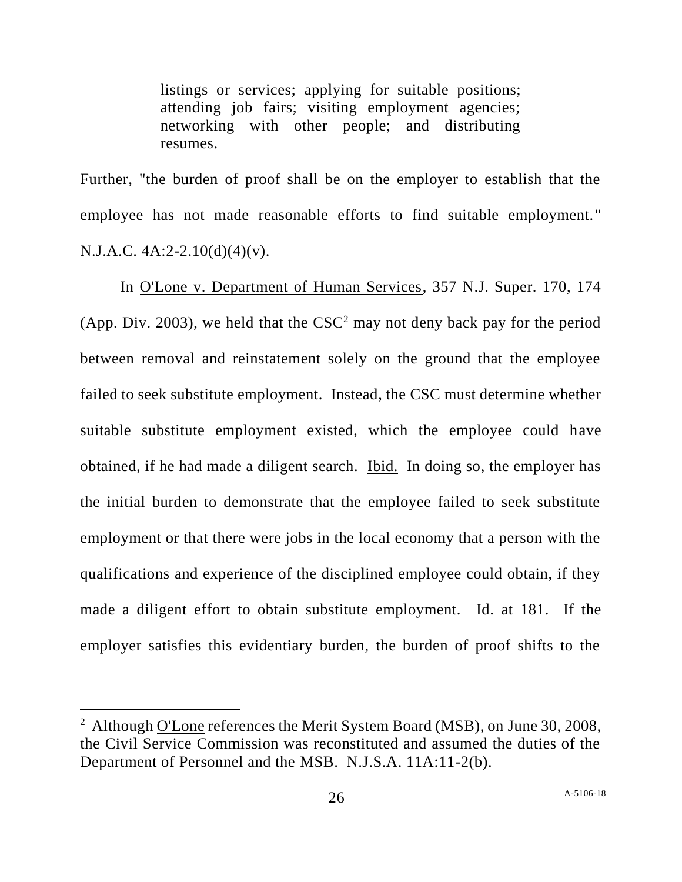> listings or services; applying for suitable positions; attending job fairs; visiting employment agencies; networking with other people; and distributing resumes.

Further, "the burden of proof shall be on the employer to establish that the employee has not made reasonable efforts to find suitable employment." N.J.A.C. 4A:2-2.10(d)(4)(v).

In O'Lone v. Department of Human Services, 357 N.J. Super. 170, 174 (App. Div. 2003), we held that the CSC[2] may not deny back pay for the period between removal and reinstatement solely on the ground that the employee failed to seek substitute employment. Instead, the CSC must determine whether suitable substitute employment existed, which the employee could have obtained, if he had made a diligent search. Ibid. In doing so, the employer has the initial burden to demonstrate that the employee failed to seek substitute employment or that there were jobs in the local economy that a person with the qualifications and experience of the disciplined employee could obtain, if they made a diligent effort to obtain substitute employment. Id. at 181. If the employer satisfies this evidentiary burden, the burden of proof shifts to the

---

[2] Although O'Lone references the Merit System Board (MSB), on June 30, 2008, the Civil Service Commission was reconstituted and assumed the duties of the Department of Personnel and the MSB. N.J.S.A. 11A:11-2(b).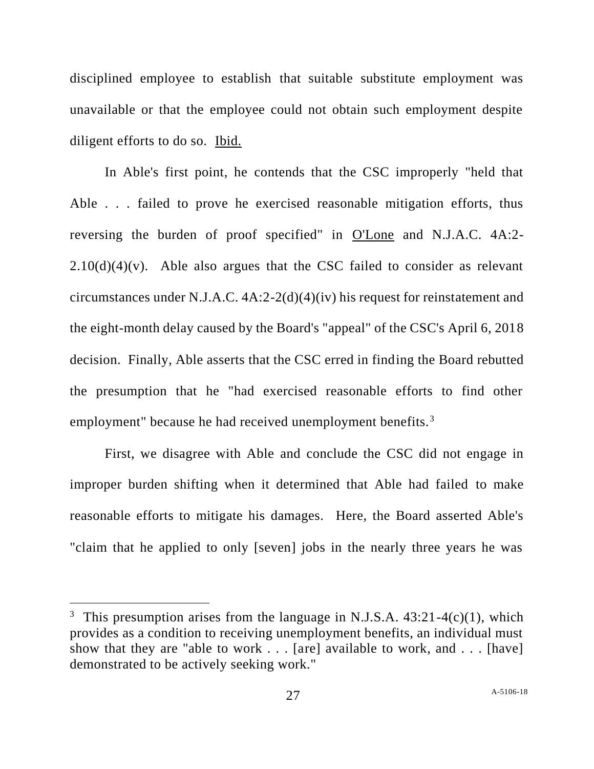disciplined employee to establish that suitable substitute employment was unavailable or that the employee could not obtain such employment despite diligent efforts to do so. Ibid.

In Able's first point, he contends that the CSC improperly "held that Able . . . failed to prove he exercised reasonable mitigation efforts, thus reversing the burden of proof specified" in O'Lone and N.J.A.C. 4A:2-2.10(d)(4)(v). Able also argues that the CSC failed to consider as relevant circumstances under N.J.A.C. 4A:2-2(d)(4)(iv) his request for reinstatement and the eight-month delay caused by the Board's "appeal" of the CSC's April 6, 2018 decision. Finally, Able asserts that the CSC erred in finding the Board rebutted the presumption that he "had exercised reasonable efforts to find other employment" because he had received unemployment benefits.[3]

First, we disagree with Able and conclude the CSC did not engage in improper burden shifting when it determined that Able had failed to make reasonable efforts to mitigate his damages. Here, the Board asserted Able's "claim that he applied to only [seven] jobs in the nearly three years he was

---

[3] This presumption arises from the language in N.J.S.A. 43:21-4(c)(1), which provides as a condition to receiving unemployment benefits, an individual must show that they are "able to work . . . [are] available to work, and . . . [have] demonstrated to be actively seeking work."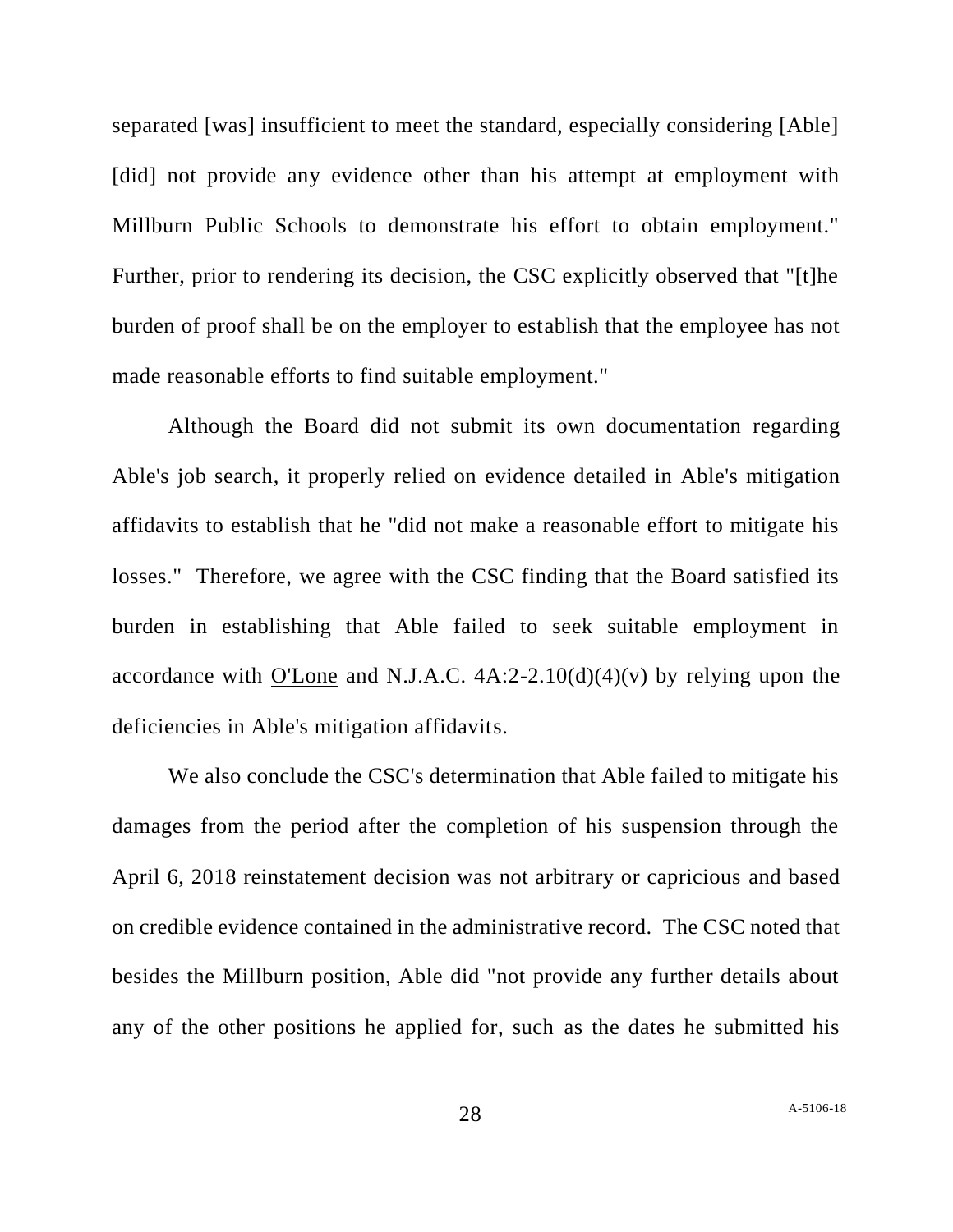separated [was] insufficient to meet the standard, especially considering [Able] [did] not provide any evidence other than his attempt at employment with Millburn Public Schools to demonstrate his effort to obtain employment." Further, prior to rendering its decision, the CSC explicitly observed that "[t]he burden of proof shall be on the employer to establish that the employee has not made reasonable efforts to find suitable employment."

Although the Board did not submit its own documentation regarding Able's job search, it properly relied on evidence detailed in Able's mitigation affidavits to establish that he "did not make a reasonable effort to mitigate his losses." Therefore, we agree with the CSC finding that the Board satisfied its burden in establishing that Able failed to seek suitable employment in accordance with O'Lone and N.J.A.C. 4A:2-2.10(d)(4)(v) by relying upon the deficiencies in Able's mitigation affidavits.

We also conclude the CSC's determination that Able failed to mitigate his damages from the period after the completion of his suspension through the April 6, 2018 reinstatement decision was not arbitrary or capricious and based on credible evidence contained in the administrative record. The CSC noted that besides the Millburn position, Able did "not provide any further details about any of the other positions he applied for, such as the dates he submitted his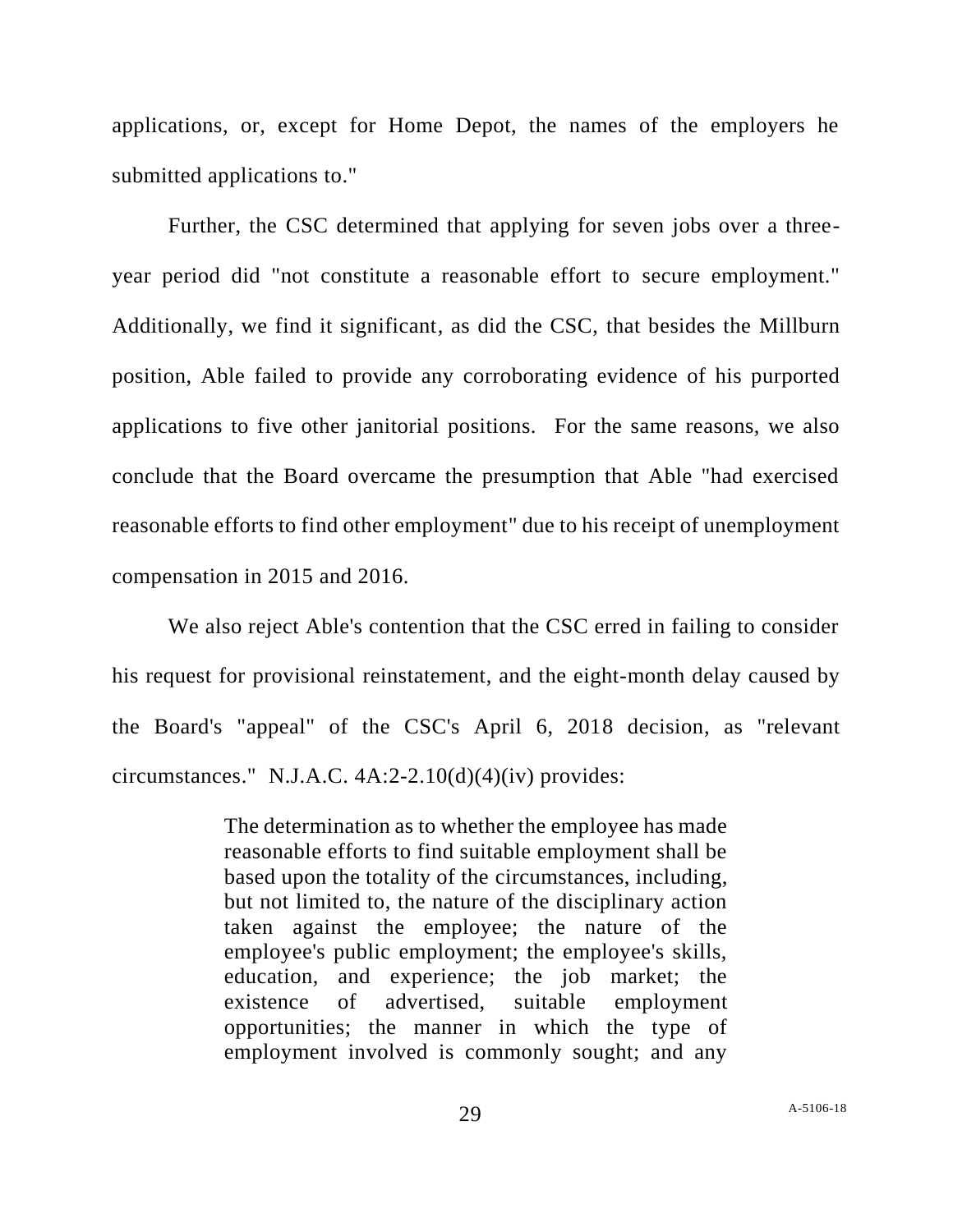applications, or, except for Home Depot, the names of the employers he submitted applications to."

Further, the CSC determined that applying for seven jobs over a three-year period did "not constitute a reasonable effort to secure employment." Additionally, we find it significant, as did the CSC, that besides the Millburn position, Able failed to provide any corroborating evidence of his purported applications to five other janitorial positions. For the same reasons, we also conclude that the Board overcame the presumption that Able "had exercised reasonable efforts to find other employment" due to his receipt of unemployment compensation in 2015 and 2016.

We also reject Able's contention that the CSC erred in failing to consider his request for provisional reinstatement, and the eight-month delay caused by the Board's "appeal" of the CSC's April 6, 2018 decision, as "relevant circumstances." N.J.A.C. 4A:2-2.10(d)(4)(iv) provides:

> The determination as to whether the employee has made reasonable efforts to find suitable employment shall be based upon the totality of the circumstances, including, but not limited to, the nature of the disciplinary action taken against the employee; the nature of the employee's public employment; the employee's skills, education, and experience; the job market; the existence of advertised, suitable employment opportunities; the manner in which the type of employment involved is commonly sought; and any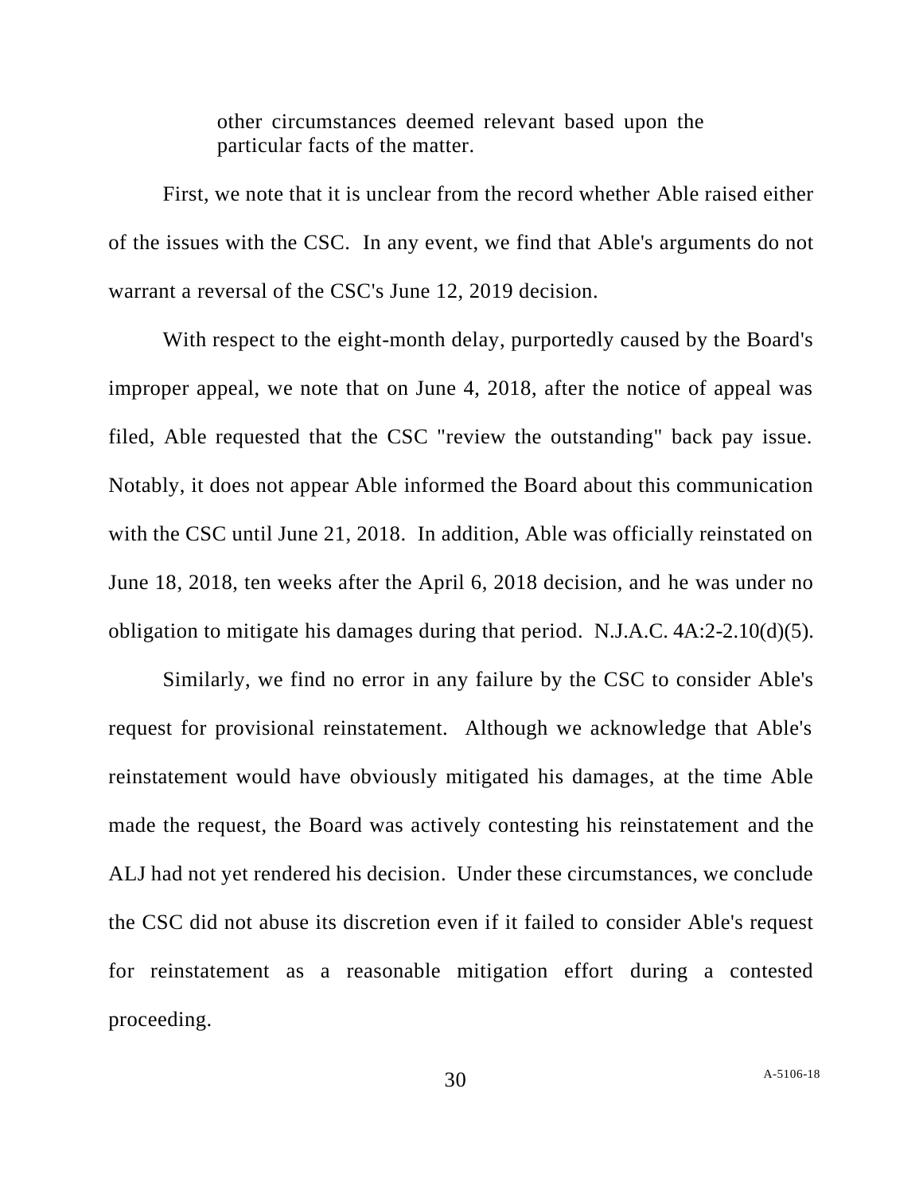> other circumstances deemed relevant based upon the particular facts of the matter.

First, we note that it is unclear from the record whether Able raised either of the issues with the CSC. In any event, we find that Able's arguments do not warrant a reversal of the CSC's June 12, 2019 decision.

With respect to the eight-month delay, purportedly caused by the Board's improper appeal, we note that on June 4, 2018, after the notice of appeal was filed, Able requested that the CSC "review the outstanding" back pay issue. Notably, it does not appear Able informed the Board about this communication with the CSC until June 21, 2018. In addition, Able was officially reinstated on June 18, 2018, ten weeks after the April 6, 2018 decision, and he was under no obligation to mitigate his damages during that period. N.J.A.C. 4A:2-2.10(d)(5).

Similarly, we find no error in any failure by the CSC to consider Able's request for provisional reinstatement. Although we acknowledge that Able's reinstatement would have obviously mitigated his damages, at the time Able made the request, the Board was actively contesting his reinstatement and the ALJ had not yet rendered his decision. Under these circumstances, we conclude the CSC did not abuse its discretion even if it failed to consider Able's request for reinstatement as a reasonable mitigation effort during a contested proceeding.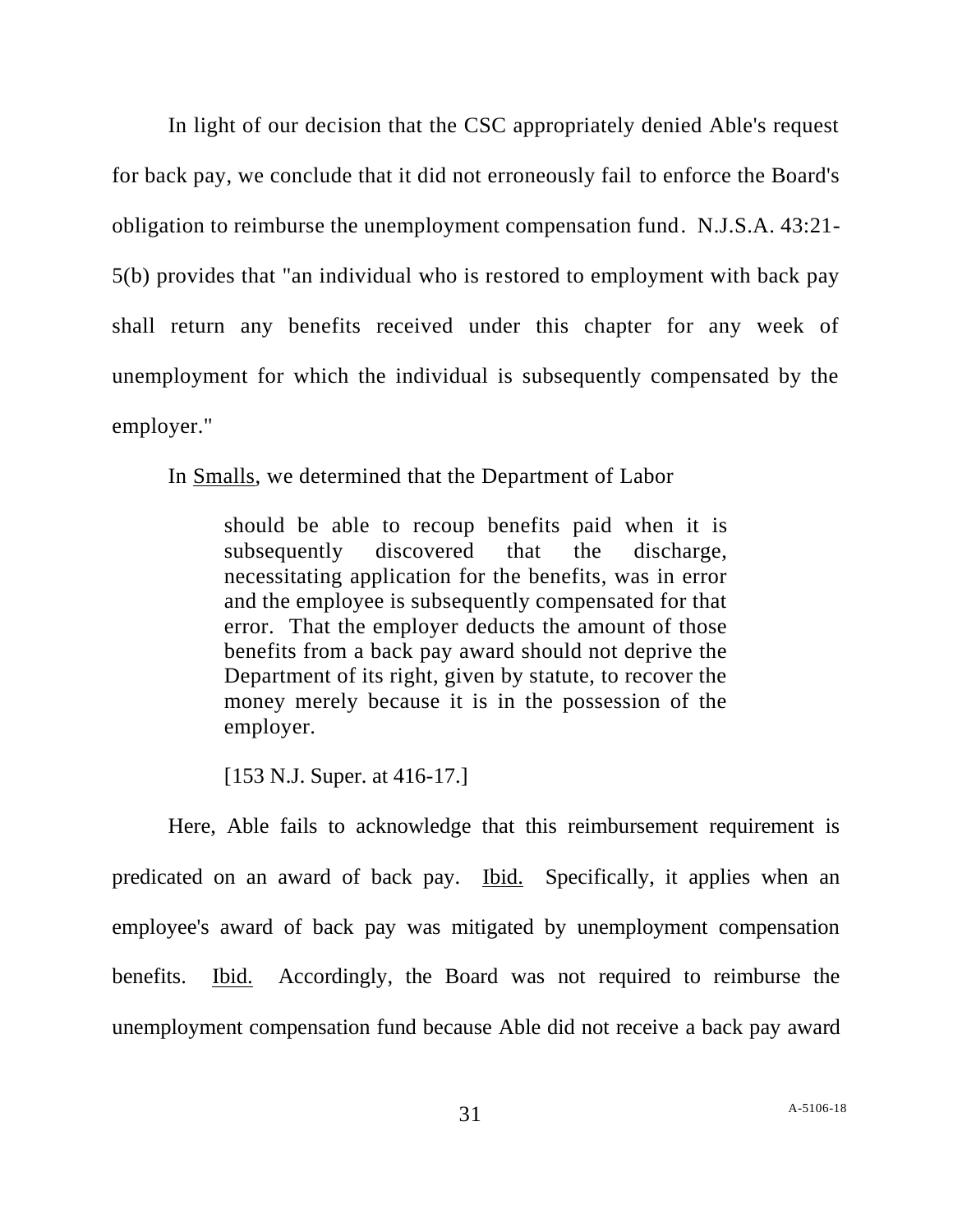In light of our decision that the CSC appropriately denied Able's request for back pay, we conclude that it did not erroneously fail to enforce the Board's obligation to reimburse the unemployment compensation fund. N.J.S.A. 43:21-5(b) provides that "an individual who is restored to employment with back pay shall return any benefits received under this chapter for any week of unemployment for which the individual is subsequently compensated by the employer."

In Smalls, we determined that the Department of Labor

> should be able to recoup benefits paid when it is subsequently discovered that the discharge, necessitating application for the benefits, was in error and the employee is subsequently compensated for that error. That the employer deducts the amount of those benefits from a back pay award should not deprive the Department of its right, given by statute, to recover the money merely because it is in the possession of the employer.
>
> [153 N.J. Super. at 416-17.]

Here, Able fails to acknowledge that this reimbursement requirement is predicated on an award of back pay. Ibid. Specifically, it applies when an employee's award of back pay was mitigated by unemployment compensation benefits. Ibid. Accordingly, the Board was not required to reimburse the unemployment compensation fund because Able did not receive a back pay award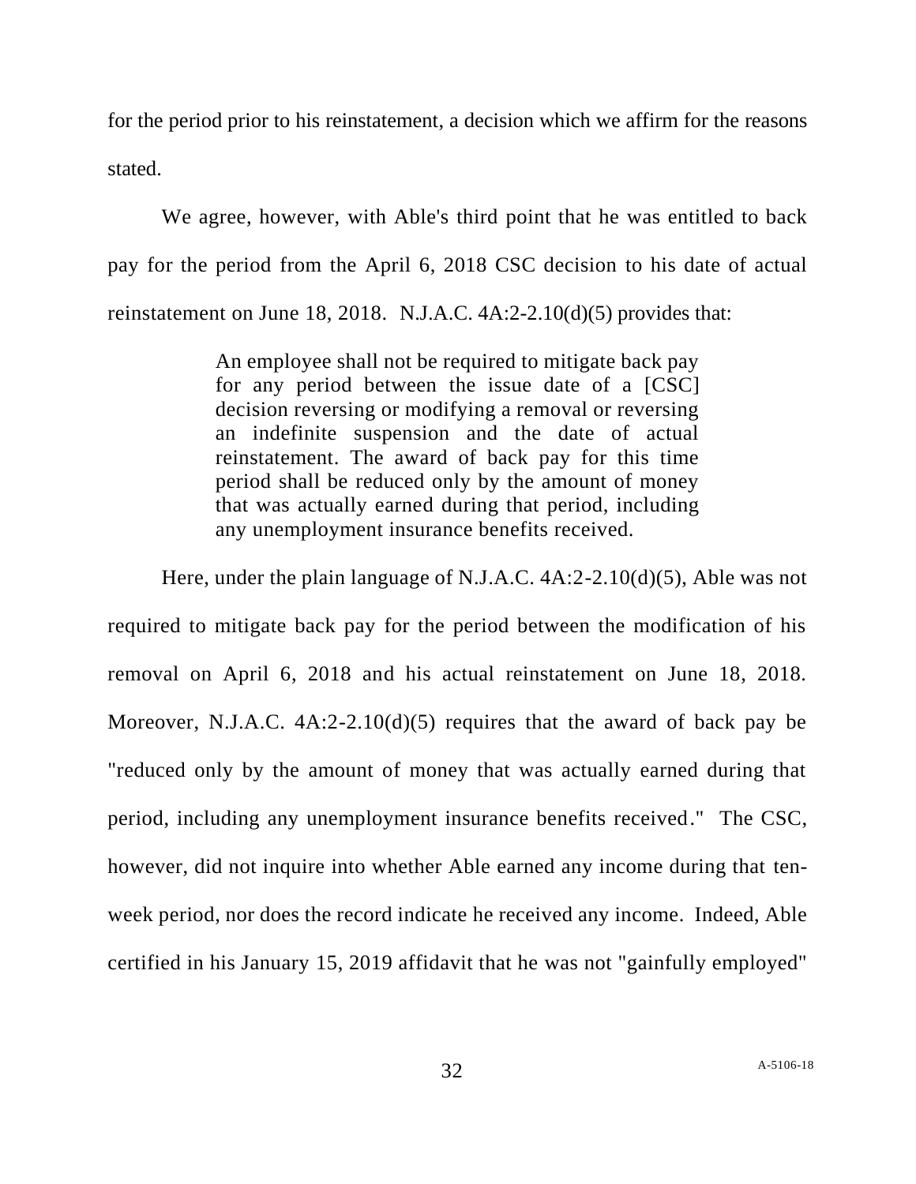for the period prior to his reinstatement, a decision which we affirm for the reasons stated.

We agree, however, with Able's third point that he was entitled to back pay for the period from the April 6, 2018 CSC decision to his date of actual reinstatement on June 18, 2018. N.J.A.C. 4A:2-2.10(d)(5) provides that:

> An employee shall not be required to mitigate back pay for any period between the issue date of a [CSC] decision reversing or modifying a removal or reversing an indefinite suspension and the date of actual reinstatement. The award of back pay for this time period shall be reduced only by the amount of money that was actually earned during that period, including any unemployment insurance benefits received.

Here, under the plain language of N.J.A.C. 4A:2-2.10(d)(5), Able was not required to mitigate back pay for the period between the modification of his removal on April 6, 2018 and his actual reinstatement on June 18, 2018. Moreover, N.J.A.C. 4A:2-2.10(d)(5) requires that the award of back pay be "reduced only by the amount of money that was actually earned during that period, including any unemployment insurance benefits received." The CSC, however, did not inquire into whether Able earned any income during that ten-week period, nor does the record indicate he received any income. Indeed, Able certified in his January 15, 2019 affidavit that he was not "gainfully employed"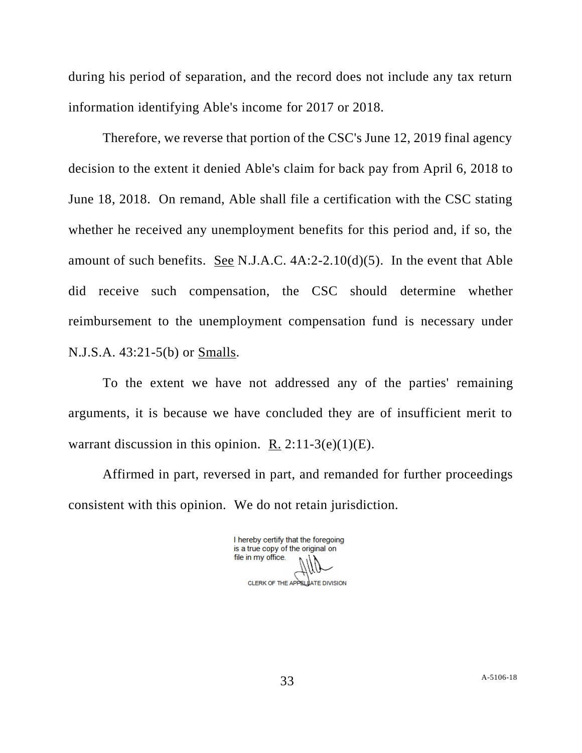during his period of separation, and the record does not include any tax return information identifying Able's income for 2017 or 2018.

Therefore, we reverse that portion of the CSC's June 12, 2019 final agency decision to the extent it denied Able's claim for back pay from April 6, 2018 to June 18, 2018. On remand, Able shall file a certification with the CSC stating whether he received any unemployment benefits for this period and, if so, the amount of such benefits. See N.J.A.C. 4A:2-2.10(d)(5). In the event that Able did receive such compensation, the CSC should determine whether reimbursement to the unemployment compensation fund is necessary under N.J.S.A. 43:21-5(b) or Smalls.

To the extent we have not addressed any of the parties' remaining arguments, it is because we have concluded they are of insufficient merit to warrant discussion in this opinion. R. 2:11-3(e)(1)(E).

Affirmed in part, reversed in part, and remanded for further proceedings consistent with this opinion. We do not retain jurisdiction.

I hereby certify that the foregoing is a true copy of the original on file in my office.

CLERK OF THE APPELLATE DIVISION